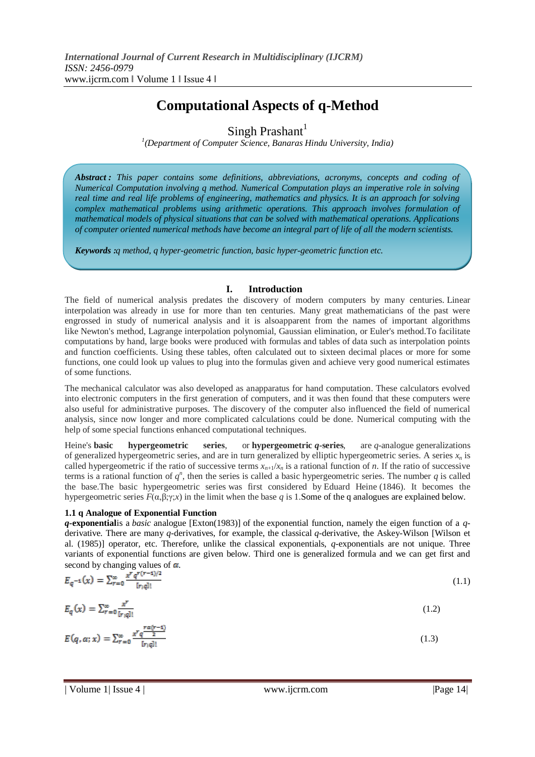# Computational Aspects of q-Method

Singh Prashant[1]

[1](Department of Computer Science, Banaras Hindu University, India)

***Abstract :*** *This paper contains some definitions, abbreviations, acronyms, concepts and coding of Numerical Computation involving q method. Numerical Computation plays an imperative role in solving real time and real life problems of engineering, mathematics and physics. It is an approach for solving complex mathematical problems using arithmetic operations. This approach involves formulation of mathematical models of physical situations that can be solved with mathematical operations. Applications of computer oriented numerical methods have become an integral part of life of all the modern scientists.*

***Keywords :*** *q method, q hyper-geometric function, basic hyper-geometric function etc.*

## I. Introduction

The field of numerical analysis predates the discovery of modern computers by many centuries. Linear interpolation was already in use for more than ten centuries. Many great mathematicians of the past were engrossed in study of numerical analysis and it is alsoapparent from the names of important algorithms like Newton's method, Lagrange interpolation polynomial, Gaussian elimination, or Euler's method.To facilitate computations by hand, large books were produced with formulas and tables of data such as interpolation points and function coefficients. Using these tables, often calculated out to sixteen decimal places or more for some functions, one could look up values to plug into the formulas given and achieve very good numerical estimates of some functions.

The mechanical calculator was also developed as anapparatus for hand computation. These calculators evolved into electronic computers in the first generation of computers, and it was then found that these computers were also useful for administrative purposes. The discovery of the computer also influenced the field of numerical analysis, since now longer and more complicated calculations could be done. Numerical computing with the help of some special functions enhanced computational techniques.

Heine's **basic hypergeometric series**, or **hypergeometric *q*-series**, are *q*-analogue generalizations of generalized hypergeometric series, and are in turn generalized by elliptic hypergeometric series. A series $x_n$ is called hypergeometric if the ratio of successive terms $x_{n+1}/x_n$ is a rational function of *n*. If the ratio of successive terms is a rational function of $q^n$, then the series is called a basic hypergeometric series. The number *q* is called the base.The basic hypergeometric series was first considered by Eduard Heine (1846). It becomes the hypergeometric series $F(\alpha,\beta;\gamma;x)$ in the limit when the base *q* is 1.Some of the q analogues are explained below.

### 1.1 q Analogue of Exponential Function

***q*-exponential**is a *basic* analogue [Exton(1983)] of the exponential function, namely the eigen function of a *q*-derivative. There are many *q*-derivatives, for example, the classical *q*-derivative, the Askey-Wilson [Wilson et al. (1985)] operator, etc. Therefore, unlike the classical exponentials, *q*-exponentials are not unique. Three variants of exponential functions are given below. Third one is generalized formula and we can get first and second by changing values of $\alpha$.

$$E_{q^{-1}}(x) = \sum_{r=0}^{\infty} \frac{x^r q^{r(r-1)/2}}{[r;q]!} \tag{1.1}$$

$$E_q(x) = \sum_{r=0}^{\infty} \frac{x^r}{[r;q]!} \tag{1.2}$$

$$E(q,\alpha;x) = \sum_{r=0}^{\infty} \frac{x^r q^{\frac{r\alpha(r-1)}{2}}}{[r;q]!} \tag{1.3}$$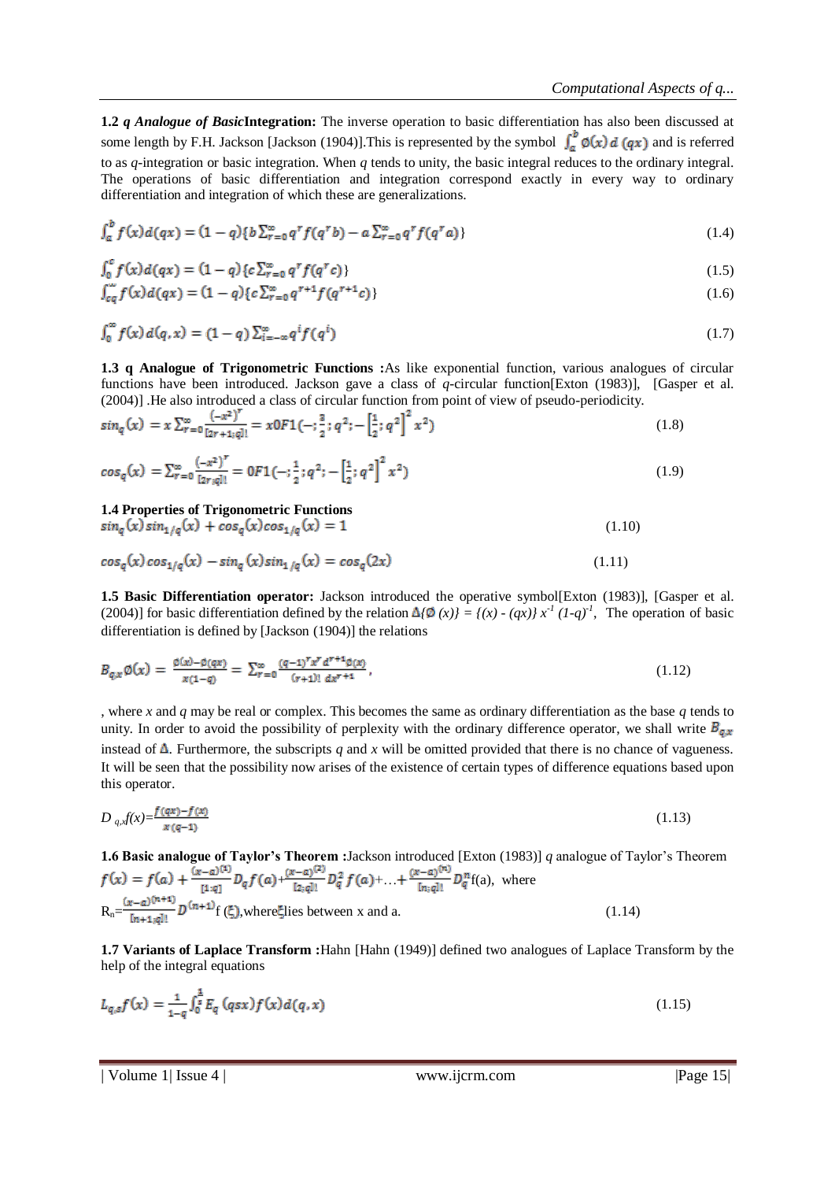**1.2 *q Analogue of Basic*Integration:** The inverse operation to basic differentiation has also been discussed at some length by F.H. Jackson [Jackson (1904)].This is represented by the symbol $\int_a^b \emptyset(x)\, d\,(qx)$ and is referred to as *q*-integration or basic integration. When *q* tends to unity, the basic integral reduces to the ordinary integral. The operations of basic differentiation and integration correspond exactly in every way to ordinary differentiation and integration of which these are generalizations.

$$\int_a^b f(x)d(qx) = (1-q)\{b\sum_{r=0}^{\infty} q^r f(q^r b) - a\sum_{r=0}^{\infty} q^r f(q^r a)\} \tag{1.4}$$

$$\int_0^c f(x)d(qx) = (1-q)\{c\sum_{r=0}^{\infty} q^r f(q^r c)\} \tag{1.5}$$

$$\int_{cq}^{\infty} f(x)d(qx) = (1-q)\{c\sum_{r=0}^{\infty} q^{r+1} f(q^{r+1} c)\} \tag{1.6}$$

$$\int_0^{\infty} f(x)\, d(q,x) = (1-q)\sum_{i=-\infty}^{\infty} q^i f(q^i) \tag{1.7}$$

**1.3 q Analogue of Trigonometric Functions :**As like exponential function, various analogues of circular functions have been introduced. Jackson gave a class of *q*-circular function[Exton (1983)], [Gasper et al. (2004)] .He also introduced a class of circular function from point of view of pseudo-periodicity.

$$sin_q(x) = x\sum_{r=0}^{\infty} \frac{(-x^2)^r}{[2r+1;q]!} = x0F1(-;\tfrac{3}{2};q^2;-\left[\tfrac{1}{2};q^2\right]^2 x^2) \tag{1.8}$$

$$cos_q(x) = \sum_{r=0}^{\infty} \frac{(-x^2)^r}{[2r;q]!} = 0F1(-;\tfrac{1}{2};q^2;-\left[\tfrac{1}{2};q^2\right]^2 x^2) \tag{1.9}$$

**1.4 Properties of Trigonometric Functions**

$$sin_q(x)\, sin_{1/q}(x) + cos_q(x) cos_{1/q}(x) = 1 \tag{1.10}$$

$$cos_q(x) cos_{1/q}(x) - sin_q(x) sin_{1/q}(x) = cos_q(2x) \tag{1.11}$$

**1.5 Basic Differentiation operator:** Jackson introduced the operative symbol[Exton (1983)], [Gasper et al. (2004)] for basic differentiation defined by the relation $\Delta\{\emptyset(x)\} = \{(x) - (qx)\}\, x^{-1}\,(1-q)^{-1}$, The operation of basic differentiation is defined by [Jackson (1904)] the relations

$$B_{q,x}\emptyset(x) = \frac{\emptyset(x)-\emptyset(qx)}{x(1-q)} = \sum_{r=0}^{\infty} \frac{(q-1)^r x^r}{(r+1)!}\frac{d^{r+1}\emptyset(x)}{dx^{r+1}}, \tag{1.12}$$

, where *x* and *q* may be real or complex. This becomes the same as ordinary differentiation as the base *q* tends to unity. In order to avoid the possibility of perplexity with the ordinary difference operator, we shall write $B_{q,x}$ instead of $\Delta$. Furthermore, the subscripts *q* and *x* will be omitted provided that there is no chance of vagueness. It will be seen that the possibility now arises of the existence of certain types of difference equations based upon this operator.

$$D_{q,x}f(x) = \frac{f(qx)-f(x)}{x(q-1)} \tag{1.13}$$

**1.6 Basic analogue of Taylor's Theorem :**Jackson introduced [Exton (1983)] *q* analogue of Taylor's Theorem

$f(x) = f(a) + \frac{(x-a)^{(1)}}{[1;q]} D_q f(a) + \frac{(x-a)^{(2)}}{[2;q]!} D_q^2 f(a) + \ldots + \frac{(x-a)^{(n)}}{[n;q]!} D_q^n f(a)$, where

$$R_n = \frac{(x-a)^{(n+1)}}{[n+1;q]!} D^{(n+1)} f(\xi), \text{ where } \xi \text{ lies between x and a.} \tag{1.14}$$

**1.7 Variants of Laplace Transform :**Hahn [Hahn (1949)] defined two analogues of Laplace Transform by the help of the integral equations

$$L_{q,s}f(x) = \frac{1}{1-q}\int_0^{\frac{1}{s}} E_q(qsx) f(x)\, d(q,x) \tag{1.15}$$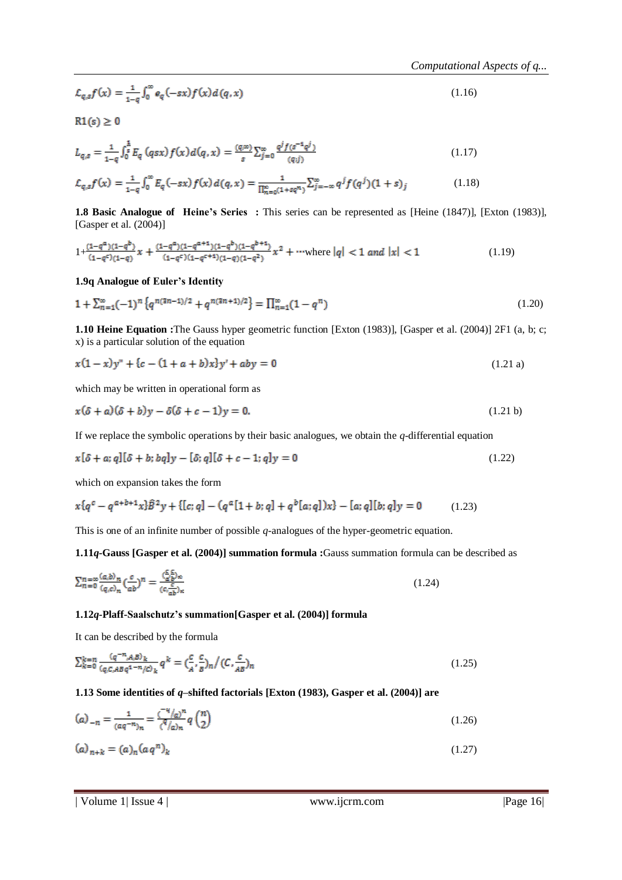$$\mathcal{L}_{q,s}f(x) = \frac{1}{1-q}\int_0^{\infty} e_q(-sx)f(x)d(q,x) \tag{1.16}$$

$\mathrm{Rl}(s) \geq 0$

$$L_{q,s} = \frac{1}{1-q}\int_0^{\frac{1}{s}} E_q(qsx)f(x)d(q,x) = \frac{(q;\infty)}{s}\sum_{j=0}^{\infty}\frac{q^j f(s^{-1}q^j)}{(q;j)} \tag{1.17}$$

$$\mathcal{L}_{q,s}f(x) = \frac{1}{1-q}\int_0^{\infty} E_q(-sx)f(x)d(q,x) = \frac{1}{\prod_{n=0}^{\infty}(1+sq^n)}\sum_{j=-\infty}^{\infty} q^j f(q^j)(1+s)_j \tag{1.18}$$

**1.8 Basic Analogue of Heine's Series :** This series can be represented as [Heine (1847)], [Exton (1983)], [Gasper et al. (2004)]

$$1+\frac{(1-q^a)(1-q^b)}{(1-q^c)(1-q)}x + \frac{(1-q^a)(1-q^{a+1})(1-q^b)(1-q^{b+1})}{(1-q^c)(1-q^{c+1})(1-q)(1-q^2)}x^2 + \cdots \text{where } |q| < 1 \text{ and } |x| < 1 \tag{1.19}$$

**1.9q Analogue of Euler's Identity**

$$1+\sum_{n=1}^{\infty}(-1)^n\left\{q^{n(3n-1)/2}+q^{n(3n+1)/2}\right\} = \prod_{n=1}^{\infty}(1-q^n) \tag{1.20}$$

**1.10 Heine Equation :**The Gauss hyper geometric function [Exton (1983)], [Gasper et al. (2004)] 2F1 (a, b; c; x) is a particular solution of the equation

$$x(1-x)y'' + \{c-(1+a+b)x\}y' + aby = 0 \tag{1.21 a}$$

which may be written in operational form as

$$x(\delta+a)(\delta+b)y - \delta(\delta+c-1)y = 0. \tag{1.21 b}$$

If we replace the symbolic operations by their basic analogues, we obtain the *q*-differential equation

$$x[\delta+a;q][\delta+b;bq]y - [\delta;q][\delta+c-1;q]y = 0 \tag{1.22}$$

which on expansion takes the form

$$x\{q^c - q^{a+b+1}x\}\hat{B}^2 y + \{[c;q]-(q^a[1+b;q]+q^b[a;q])x\} - [a;q][b;q]y = 0 \tag{1.23}$$

This is one of an infinite number of possible *q*-analogues of the hyper-geometric equation.

**1.11*q*-Gauss [Gasper et al. (2004)] summation formula :**Gauss summation formula can be described as

$$\sum_{n=0}^{n=\infty}\frac{(a,b)_n}{(q,c)_n}\left(\frac{c}{ab}\right)^n = \frac{\left(\frac{c}{a},\frac{c}{b}\right)_\infty}{\left(c,\frac{c}{ab}\right)_\infty} \tag{1.24}$$

**1.12*q*-Plaff-Saalschutz's summation[Gasper et al. (2004)] formula**

It can be described by the formula

$$\sum_{k=0}^{k=n}\frac{(q^{-n},A,B)_k}{(q,C,ABq^{1-n}/C)_k}q^k = \left(\frac{C}{A},\frac{C}{B}\right)_n \Big/ \left(C,\frac{C}{AB}\right)_n \tag{1.25}$$

**1.13 Some identities of *q*–shifted factorials [Exton (1983), Gasper et al. (2004)] are**

$$(a)_{-n} = \frac{1}{(aq^{-n})_n} = \frac{\left(-q/a\right)^n}{\left(q/a\right)_n} q^{\binom{n}{2}} \tag{1.26}$$

$$(a)_{n+k} = (a)_n(aq^n)_k \tag{1.27}$$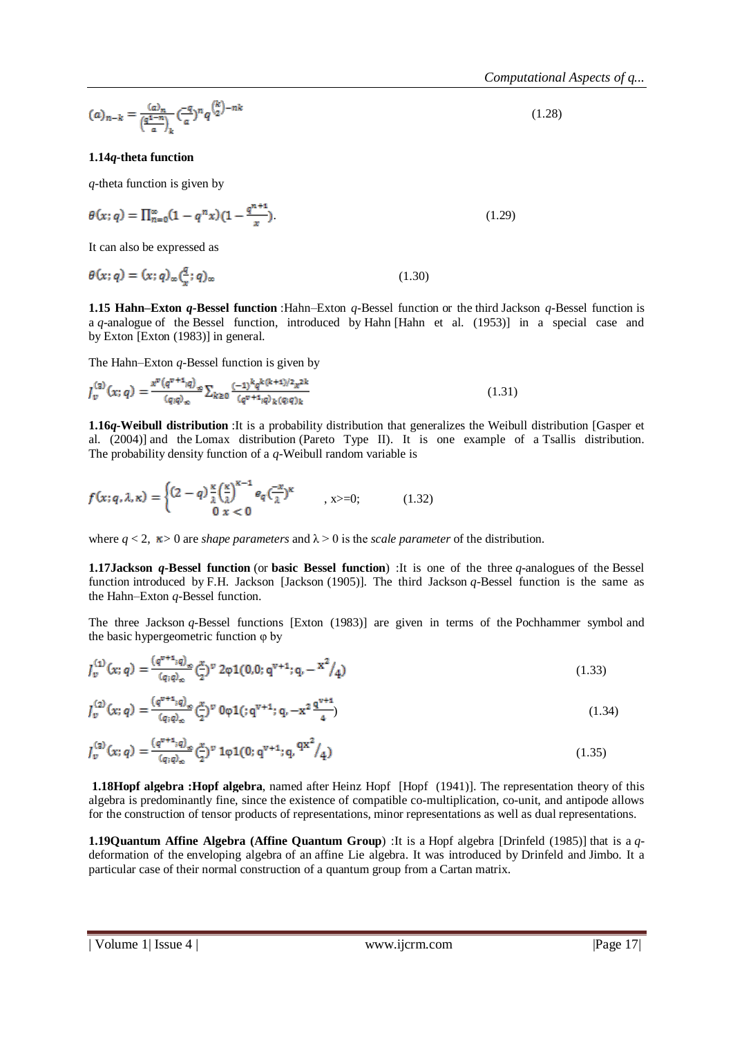$$(a)_{n-k} = \frac{(a)_n}{\left(\frac{q^{1-n}}{a}\right)_k} \left(\frac{-q}{a}\right)^n q^{\binom{k}{2}-nk} \tag{1.28}$$

**1.14*q*-theta function**

*q*-theta function is given by

$$\theta(x;q) = \prod_{n=0}^{\infty}(1-q^n x)\left(1-\frac{q^{n+1}}{x}\right). \tag{1.29}$$

It can also be expressed as

$$\theta(x;q) = (x;q)_\infty \left(\frac{q}{x};q\right)_\infty \tag{1.30}$$

**1.15 Hahn–Exton *q*-Bessel function** :Hahn–Exton *q*-Bessel function or the third Jackson *q*-Bessel function is a *q*-analogue of the Bessel function, introduced by Hahn [Hahn et al. (1953)] in a special case and by Exton [Exton (1983)] in general.

The Hahn–Exton *q*-Bessel function is given by

$$J_v^{(3)}(x;q) = \frac{x^v (q^{v+1};q)_\infty}{(q;q)_\infty} \sum_{k\geq 0} \frac{(-1)^k q^{k(k+1)/2} x^{2k}}{(q^{v+1};q)_k (q;q)_k} \tag{1.31}$$

**1.16*q*-Weibull distribution** :It is a probability distribution that generalizes the Weibull distribution [Gasper et al. (2004)] and the Lomax distribution (Pareto Type II). It is one example of a Tsallis distribution. The probability density function of a *q*-Weibull random variable is

$$f(x;q,\lambda,\kappa) = \begin{cases} (2-q)\frac{\kappa}{\lambda}\left(\frac{x}{\lambda}\right)^{\kappa-1} e_q\left(\frac{-x}{\lambda}\right)^{\kappa} & , x>=0; \\ 0 \quad x<0 & \end{cases} \tag{1.32}$$

where $q < 2$, $\kappa > 0$ are *shape parameters* and $\lambda > 0$ is the *scale parameter* of the distribution.

**1.17Jackson *q*-Bessel function** (or **basic Bessel function**) :It is one of the three *q*-analogues of the Bessel function introduced by F.H. Jackson [Jackson (1905)]. The third Jackson *q*-Bessel function is the same as the Hahn–Exton *q*-Bessel function.

The three Jackson *q*-Bessel functions [Exton (1983)] are given in terms of the Pochhammer symbol and the basic hypergeometric function φ by

$$J_v^{(1)}(x;q) = \frac{(q^{v+1};q)_\infty}{(q;q)_\infty}\left(\frac{x}{2}\right)^v {}_2\varphi_1(0,0;q^{v+1};q,-x^2/4) \tag{1.33}$$

$$J_v^{(2)}(x;q) = \frac{(q^{v+1};q)_\infty}{(q;q)_\infty}\left(\frac{x}{2}\right)^v {}_0\varphi_1(;q^{v+1};q,-x^2\frac{q^{v+1}}{4}) \tag{1.34}$$

$$J_v^{(3)}(x;q) = \frac{(q^{v+1};q)_\infty}{(q;q)_\infty}\left(\frac{x}{2}\right)^v {}_1\varphi_1(0;q^{v+1};q,qx^2/4) \tag{1.35}$$

**1.18Hopf algebra :Hopf algebra**, named after Heinz Hopf [Hopf (1941)]. The representation theory of this algebra is predominantly fine, since the existence of compatible co-multiplication, co-unit, and antipode allows for the construction of tensor products of representations, minor representations as well as dual representations.

**1.19Quantum Affine Algebra (Affine Quantum Group)** :It is a Hopf algebra [Drinfeld (1985)] that is a *q*-deformation of the enveloping algebra of an affine Lie algebra. It was introduced by Drinfeld and Jimbo. It a particular case of their normal construction of a quantum group from a Cartan matrix.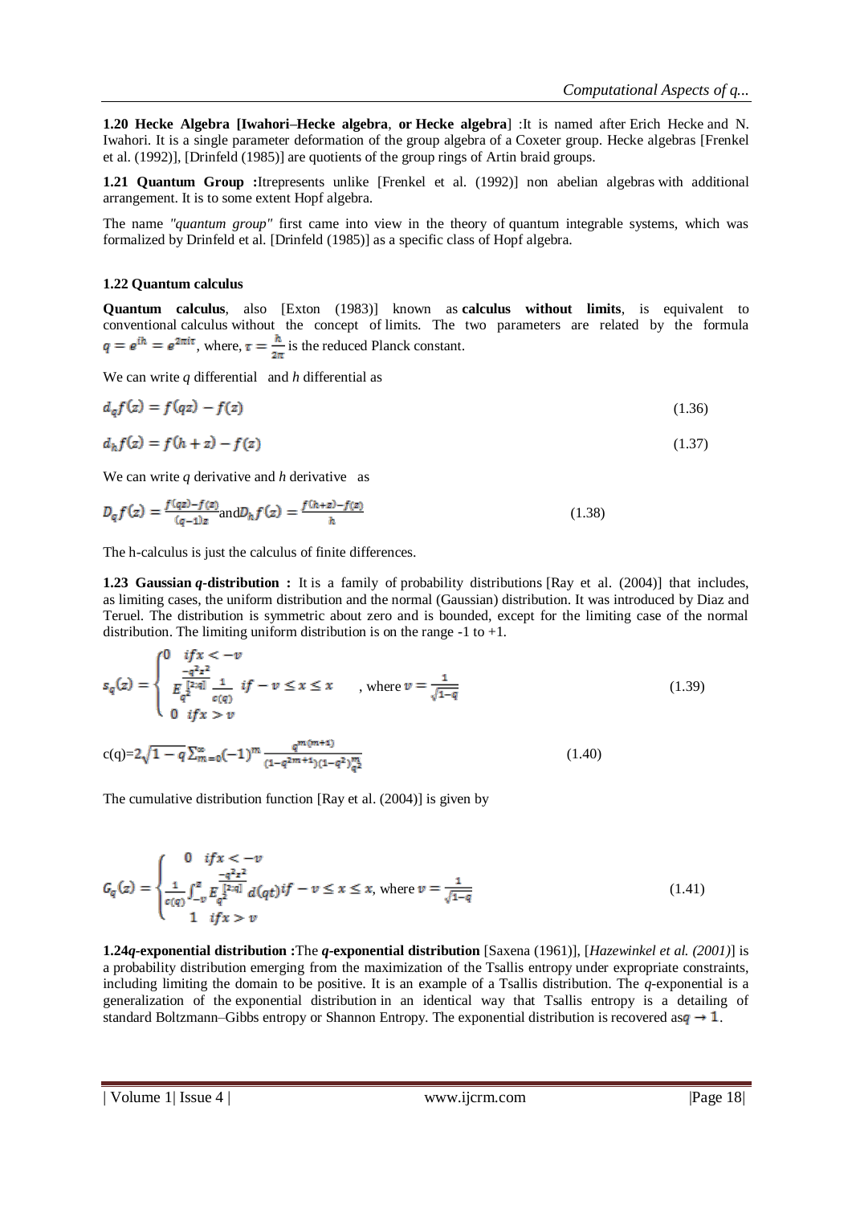**1.20 Hecke Algebra [Iwahori–Hecke algebra, or Hecke algebra]** :It is named after Erich Hecke and N. Iwahori. It is a single parameter deformation of the group algebra of a Coxeter group. Hecke algebras [Frenkel et al. (1992)], [Drinfeld (1985)] are quotients of the group rings of Artin braid groups.

**1.21 Quantum Group :**Itrepresents unlike [Frenkel et al. (1992)] non abelian algebras with additional arrangement. It is to some extent Hopf algebra.

The name *"quantum group"* first came into view in the theory of quantum integrable systems, which was formalized by Drinfeld et al. [Drinfeld (1985)] as a specific class of Hopf algebra.

### 1.22 Quantum calculus

**Quantum calculus**, also [Exton (1983)] known as **calculus without limits**, is equivalent to conventional calculus without the concept of limits. The two parameters are related by the formula $q = e^{ih} = e^{2\pi i\tau}$, where, $\tau = \frac{h}{2\pi}$ is the reduced Planck constant.

We can write $q$ differential and $h$ differential as

$$d_q f(z) = f(qz) - f(z) \tag{1.36}$$

$$d_h f(z) = f(h + z) - f(z) \tag{1.37}$$

We can write $q$ derivative and $h$ derivative as

$$D_q f(z) = \frac{f(qz)-f(z)}{(q-1)z} \text{and} D_h f(z) = \frac{f(h+z)-f(z)}{h} \tag{1.38}$$

The h-calculus is just the calculus of finite differences.

**1.23 Gaussian *q*-distribution :** It is a family of probability distributions [Ray et al. (2004)] that includes, as limiting cases, the uniform distribution and the normal (Gaussian) distribution. It was introduced by Diaz and Teruel. The distribution is symmetric about zero and is bounded, except for the limiting case of the normal distribution. The limiting uniform distribution is on the range -1 to +1.

$$s_q(x) = \begin{cases} 0 \quad if x < -v \\ E_{q^2}^{\frac{-q^2x^2}{[2;q]}} \frac{1}{c(q)} \quad if -v \le x \le x \\ 0 \quad if x > v \end{cases}, \text{ where } v = \frac{1}{\sqrt{1-q}} \tag{1.39}$$

$$c(q) = 2\sqrt{1-q}\sum_{m=0}^{\infty}(-1)^m \frac{q^{m(m+1)}}{(1-q^{2m+1})(1-q^2)_{q^2}^m} \tag{1.40}$$

The cumulative distribution function [Ray et al. (2004)] is given by

$$G_q(x) = \begin{cases} 0 \quad if x < -v \\ \frac{1}{c(q)}\int_{-v}^{x} E_{q^2}^{\frac{-q^2t^2}{[2;q]}} d(qt) if -v \le x \le x \\ 1 \quad if x > v \end{cases}, \text{ where } v = \frac{1}{\sqrt{1-q}} \tag{1.41}$$

**1.24*q*-exponential distribution :**The ***q*-exponential distribution** [Saxena (1961)], [*Hazewinkel et al. (2001)*] is a probability distribution emerging from the maximization of the Tsallis entropy under expropriate constraints, including limiting the domain to be positive. It is an example of a Tsallis distribution. The *q*-exponential is a generalization of the exponential distribution in an identical way that Tsallis entropy is a detailing of standard Boltzmann–Gibbs entropy or Shannon Entropy. The exponential distribution is recovered as$q \rightarrow 1$.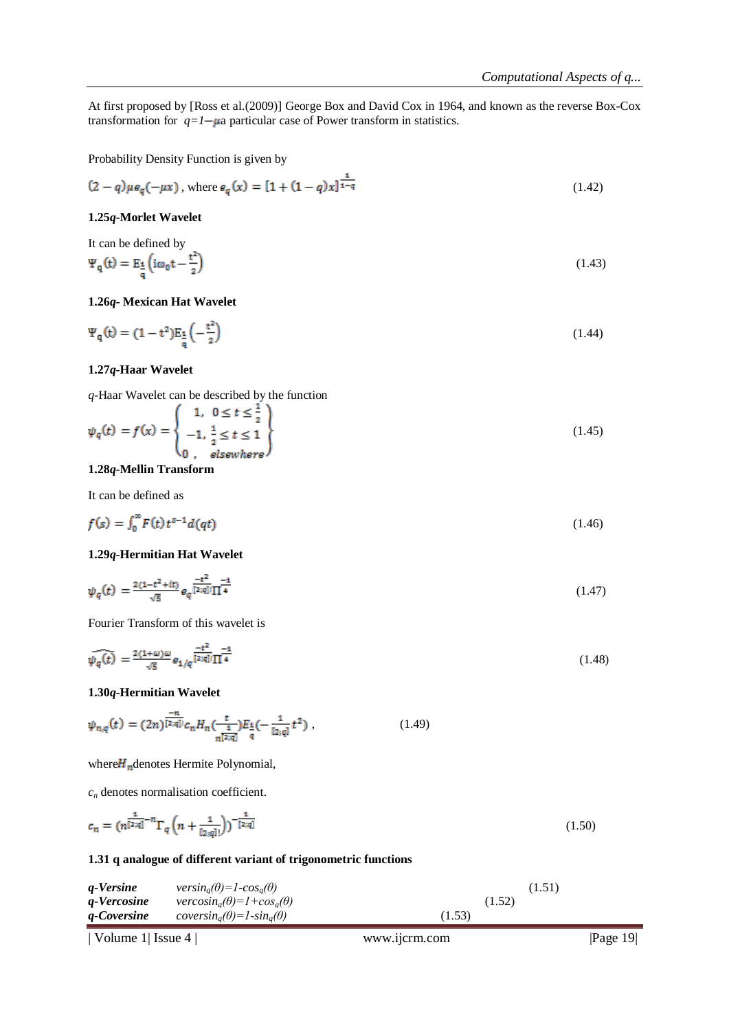At first proposed by [Ross et al.(2009)] George Box and David Cox in 1964, and known as the reverse Box-Cox transformation for $q=1-\mu$a particular case of Power transform in statistics.

Probability Density Function is given by

$$(2-q)\mu e_q(-\mu x)\text{ , where } e_q(x) = [1+(1-q)x]^{\frac{1}{1-q}} \tag{1.42}$$

### 1.25*q*-Morlet Wavelet

It can be defined by

$$\Psi_q(t) = E_{\frac{1}{q}}\left(i\omega_0 t - \frac{t^2}{2}\right) \tag{1.43}$$

### 1.26*q*- Mexican Hat Wavelet

$$\Psi_q(t) = (1-t^2)E_{\frac{1}{q}}\left(-\frac{t^2}{2}\right) \tag{1.44}$$

### 1.27*q*-Haar Wavelet

*q*-Haar Wavelet can be described by the function

$$\psi_q(t) = f(x) = \begin{Bmatrix} 1, & 0 \le t \le \frac{1}{2} \\ -1, & \frac{1}{2} \le t \le 1 \\ 0\ , & elsewhere \end{Bmatrix} \tag{1.45}$$

### 1.28*q*-Mellin Transform

It can be defined as

$$f(s) = \int_0^\infty F(t)t^{s-1}d(qt) \tag{1.46}$$

### 1.29*q*-Hermitian Hat Wavelet

$$\psi_q(t) = \frac{2(1-t^2+it)}{\sqrt{5}} e_q^{\frac{-t^2}{[2;q]!}} \Pi^{\frac{-1}{4}} \tag{1.47}$$

Fourier Transform of this wavelet is

$$\widehat{\psi_q(t)} = \frac{2(1+\omega)\omega}{\sqrt{5}} e_{1/q}^{\frac{-t^2}{[2;q]!}} \Pi^{\frac{-1}{4}} \tag{1.48}$$

### 1.30*q*-Hermitian Wavelet

$$\psi_{n,q}(t) = (2n)^{\frac{-n}{[2;q]!}} c_n H_n\left(\frac{t}{n^{\frac{1}{[2;q]}}}\right) E_{\frac{1}{q}}\left(-\frac{1}{[2;q]}t^2\right)\ , \tag{1.49}$$

where $H_n$ denotes Hermite Polynomial,

$c_n$ denotes normalisation coefficient.

$$c_n = \left(n^{\frac{1}{[2;q]}-n}\Gamma_q\left(n+\frac{1}{[2;q]!}\right)\right)^{-\frac{1}{[2;q]}} \tag{1.50}$$

### 1.31 q analogue of different variant of trigonometric functions

| | | |
|---|---|---|
| ***q*-Versine** | $versin_q(\theta)=1-cos_q(\theta)$ | (1.51) |
| ***q*-Vercosine** | $vercosin_q(\theta)=1+cos_q(\theta)$ | (1.52) |
| ***q*-Coversine** | $coversin_q(\theta)=1-sin_q(\theta)$ | (1.53) |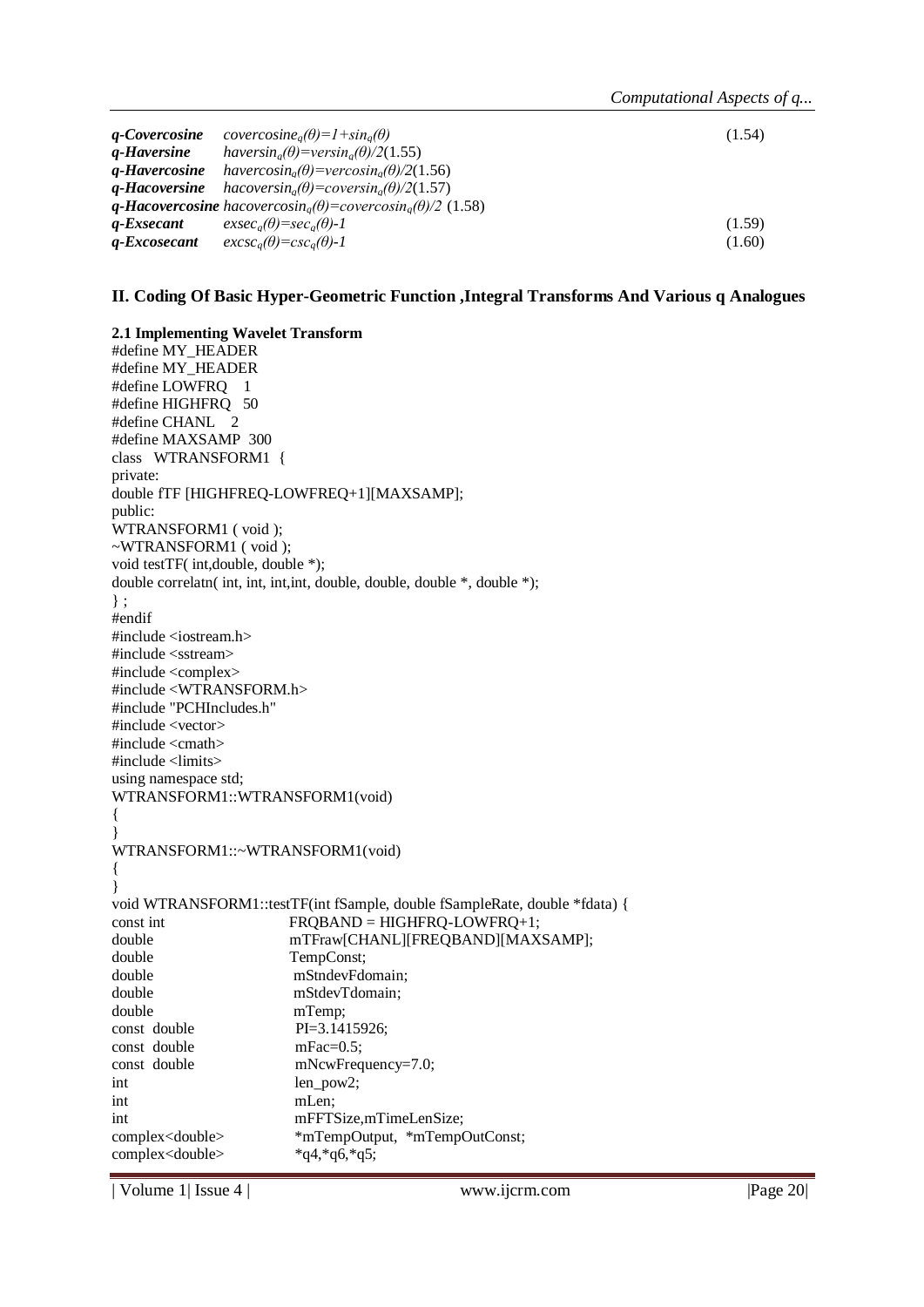| | | |
|---|---|---|
| ***q-Covercosine*** | $covercosine_q(\theta)=1+sin_q(\theta)$ | (1.54) |
| ***q-Haversine*** | $haversin_q(\theta)=versin_q(\theta)/2$ (1.55) | |
| ***q-Havercosine*** | $havercosin_q(\theta)=vercosin_q(\theta)/2$ (1.56) | |
| ***q-Hacoversine*** | $hacoversin_q(\theta)=coversin_q(\theta)/2$ (1.57) | |
| ***q-Hacovercosine*** | $hacovercosin_q(\theta)=covercosin_q(\theta)/2$ (1.58) | |
| ***q-Exsecant*** | $exsec_q(\theta)=sec_q(\theta)-1$ | (1.59) |
| ***q-Excosecant*** | $excsc_q(\theta)=csc_q(\theta)-1$ | (1.60) |

## II. Coding Of Basic Hyper-Geometric Function ,Integral Transforms And Various q Analogues

### 2.1 Implementing Wavelet Transform

```
#define MY_HEADER
#define MY_HEADER
#define LOWFRQ   1
#define HIGHFRQ  50
#define CHANL   2
#define MAXSAMP  300
class  WTRANSFORM1  {
private:
double fTF [HIGHFREQ-LOWFREQ+1][MAXSAMP];
public:
WTRANSFORM1 ( void );
~WTRANSFORM1 ( void );
void testTF( int,double, double *);
double correlatn( int, int, int,int, double, double, double *, double *);
} ;
#endif
#include <iostream.h>
#include <sstream>
#include <complex>
#include <WTRANSFORM.h>
#include "PCHIncludes.h"
#include <vector>
#include <cmath>
#include <limits>
using namespace std;
WTRANSFORM1::WTRANSFORM1(void)
{
}
WTRANSFORM1::~WTRANSFORM1(void)
{
}
void WTRANSFORM1::testTF(int fSample, double fSampleRate, double *fdata) {
const int                    FRQBAND = HIGHFRQ-LOWFRQ+1;
double                       mTFraw[CHANL][FREQBAND][MAXSAMP];
double                       TempConst;
double                       mStndevFdomain;
double                       mStdevTdomain;
double                       mTemp;
const  double                PI=3.1415926;
const  double                mFac=0.5;
const  double                mNcwFrequency=7.0;
int                          len_pow2;
int                          mLen;
int                          mFFTSize,mTimeLenSize;
complex<double>              *mTempOutput,  *mTempOutConst;
complex<double>              *q4,*q6,*q5;
```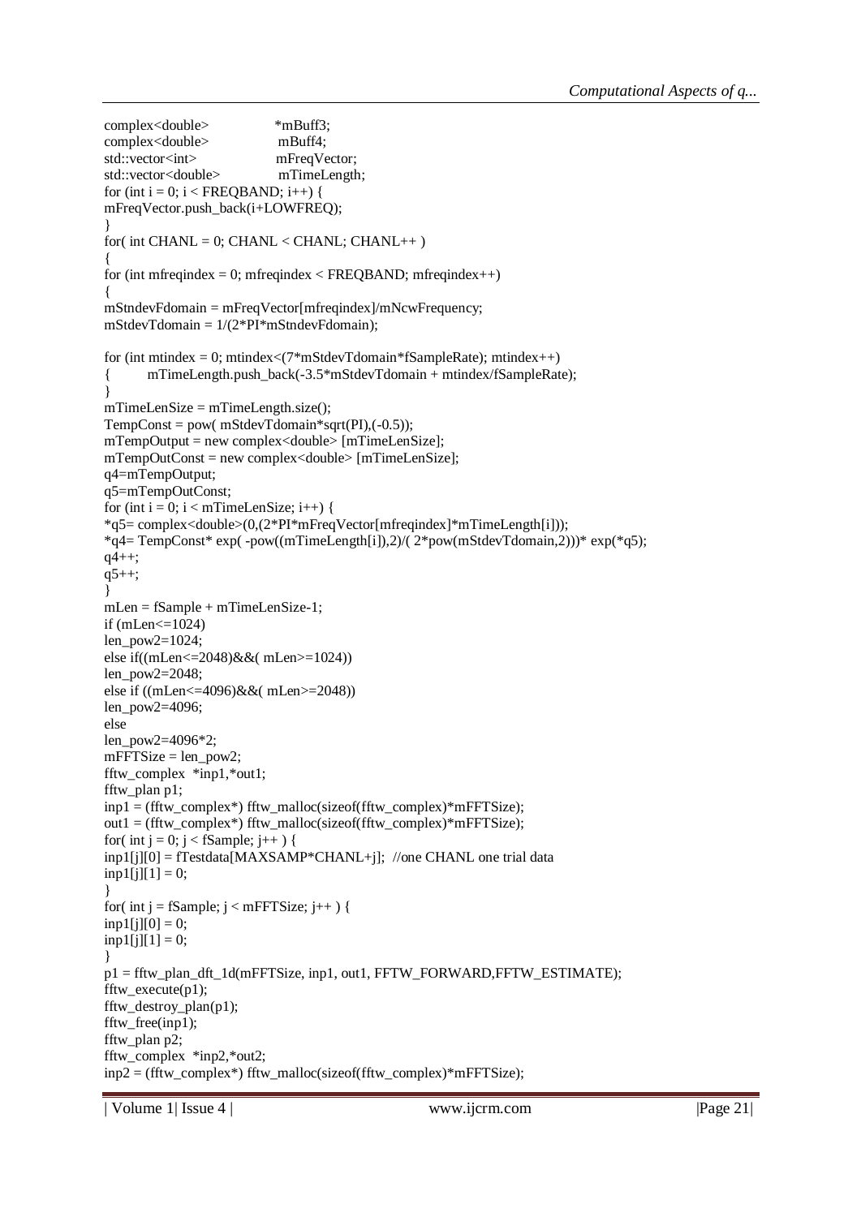```
complex<double>                *mBuff3;
complex<double>                 mBuff4;
std::vector<int>                mFreqVector;
std::vector<double>             mTimeLength;
for (int i = 0; i < FREQBAND; i++) {
mFreqVector.push_back(i+LOWFREQ);
}
for( int CHANL = 0; CHANL < CHANL; CHANL++ )
{
for (int mfreqindex = 0; mfreqindex < FREQBAND; mfreqindex++)
{
mStndevFdomain = mFreqVector[mfreqindex]/mNcwFrequency;
mStdevTdomain = 1/(2*PI*mStndevFdomain);

for (int mtindex = 0; mtindex<(7*mStdevTdomain*fSampleRate); mtindex++)
{        mTimeLength.push_back(-3.5*mStdevTdomain + mtindex/fSampleRate);
}
mTimeLenSize = mTimeLength.size();
TempConst = pow( mStdevTdomain*sqrt(PI),(-0.5));
mTempOutput = new complex<double> [mTimeLenSize];
mTempOutConst = new complex<double> [mTimeLenSize];
q4=mTempOutput;
q5=mTempOutConst;
for (int i = 0; i < mTimeLenSize; i++) {
*q5= complex<double>(0,(2*PI*mFreqVector[mfreqindex]*mTimeLength[i]));
*q4= TempConst* exp( -pow((mTimeLength[i]),2)/( 2*pow(mStdevTdomain,2)))* exp(*q5);
q4++;
q5++;
}
mLen = fSample + mTimeLenSize-1;
if (mLen<=1024)
len_pow2=1024;
else if((mLen<=2048)&&( mLen>=1024))
len_pow2=2048;
else if ((mLen<=4096)&&( mLen>=2048))
len_pow2=4096;
else
len_pow2=4096*2;
mFFTSize = len_pow2;
fftw_complex  *inp1,*out1;
fftw_plan p1;
inp1 = (fftw_complex*) fftw_malloc(sizeof(fftw_complex)*mFFTSize);
out1 = (fftw_complex*) fftw_malloc(sizeof(fftw_complex)*mFFTSize);
for( int j = 0; j < fSample; j++ ) {
inp1[j][0] = fTestdata[MAXSAMP*CHANL+j];  //one CHANL one trial data
inp1[j][1] = 0;
}
for( int j = fSample; j < mFFTSize; j++ ) {
inp1[j][0] = 0;
inp1[j][1] = 0;
}
p1 = fftw_plan_dft_1d(mFFTSize, inp1, out1, FFTW_FORWARD,FFTW_ESTIMATE);
fftw_execute(p1);
fftw_destroy_plan(p1);
fftw_free(inp1);
fftw_plan p2;
fftw_complex  *inp2,*out2;
inp2 = (fftw_complex*) fftw_malloc(sizeof(fftw_complex)*mFFTSize);
```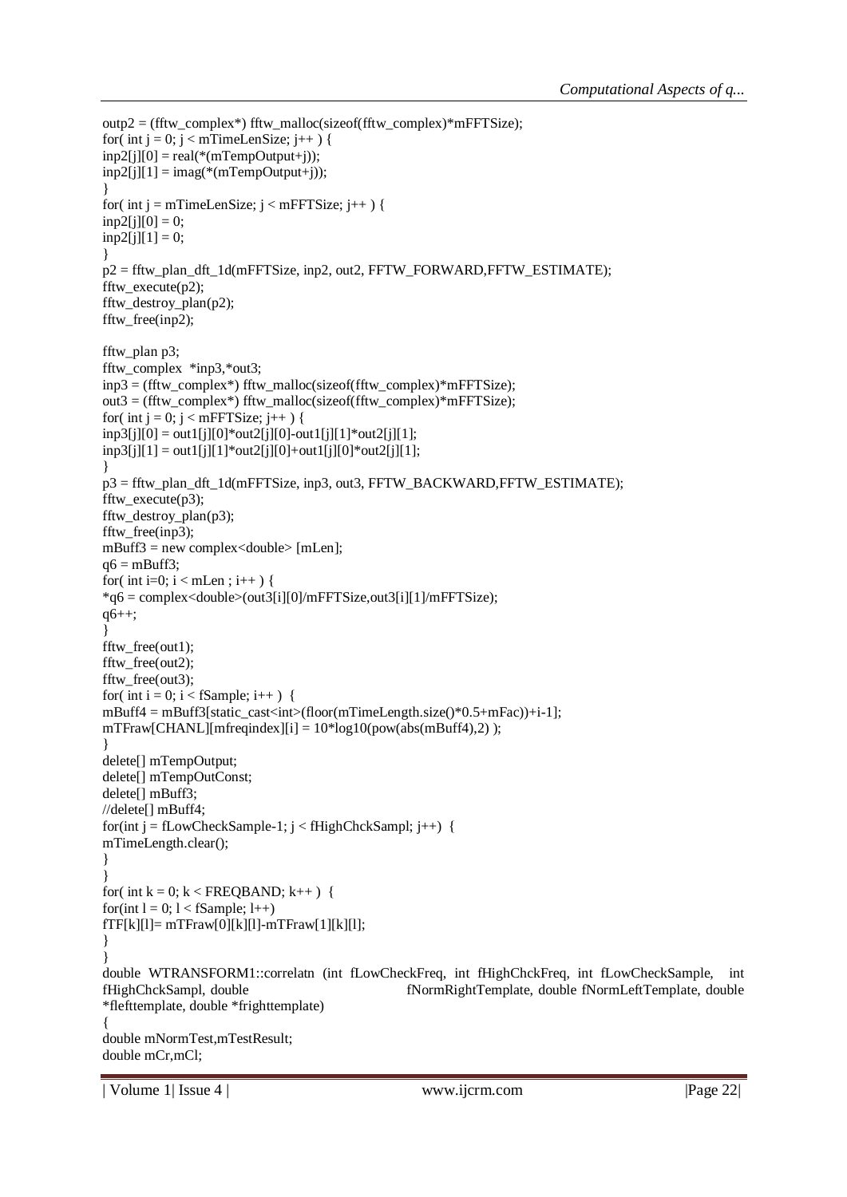```
outp2 = (fftw_complex*) fftw_malloc(sizeof(fftw_complex)*mFFTSize);
for( int j = 0; j < mTimeLenSize; j++ ) {
inp2[j][0] = real(*(mTempOutput+j));
inp2[j][1] = imag(*(mTempOutput+j));
}
for( int j = mTimeLenSize; j < mFFTSize; j++ ) {
inp2[j][0] = 0;
inp2[j][1] = 0;
}
p2 = fftw_plan_dft_1d(mFFTSize, inp2, out2, FFTW_FORWARD,FFTW_ESTIMATE);
fftw_execute(p2);
fftw_destroy_plan(p2);
fftw_free(inp2);

fftw_plan p3;
fftw_complex  *inp3,*out3;
inp3 = (fftw_complex*) fftw_malloc(sizeof(fftw_complex)*mFFTSize);
out3 = (fftw_complex*) fftw_malloc(sizeof(fftw_complex)*mFFTSize);
for( int j = 0; j < mFFTSize; j++ ) {
inp3[j][0] = out1[j][0]*out2[j][0]-out1[j][1]*out2[j][1];
inp3[j][1] = out1[j][1]*out2[j][0]+out1[j][0]*out2[j][1];
}
p3 = fftw_plan_dft_1d(mFFTSize, inp3, out3, FFTW_BACKWARD,FFTW_ESTIMATE);
fftw_execute(p3);
fftw_destroy_plan(p3);
fftw_free(inp3);
mBuff3 = new complex<double> [mLen];
q6 = mBuff3;
for( int i=0; i < mLen ; i++ ) {
*q6 = complex<double>(out3[i][0]/mFFTSize,out3[i][1]/mFFTSize);
q6++;
}
fftw_free(out1);
fftw_free(out2);
fftw_free(out3);
for( int i = 0; i < fSample; i++ )  {
mBuff4 = mBuff3[static_cast<int>(floor(mTimeLength.size()*0.5+mFac))+i-1];
mTFraw[CHANL][mfreqindex][i] = 10*log10(pow(abs(mBuff4),2) );
}
delete[] mTempOutput;
delete[] mTempOutConst;
delete[] mBuff3;
//delete[] mBuff4;
for(int j = fLowCheckSample-1; j < fHighChckSampl; j++)  {
mTimeLength.clear();
}
}
for( int k = 0; k < FREQBAND; k++ )  {
for(int l = 0; l < fSample; l++)
fTF[k][l]= mTFraw[0][k][l]-mTFraw[1][k][l];
}
}
double WTRANSFORM1::correlatn (int fLowCheckFreq, int fHighChckFreq, int fLowCheckSample,  int fHighChckSampl, double fNormRightTemplate, double fNormLeftTemplate, double *flefttemplate, double *frighttemplate)
{
double mNormTest,mTestResult;
double mCr,mCl;
```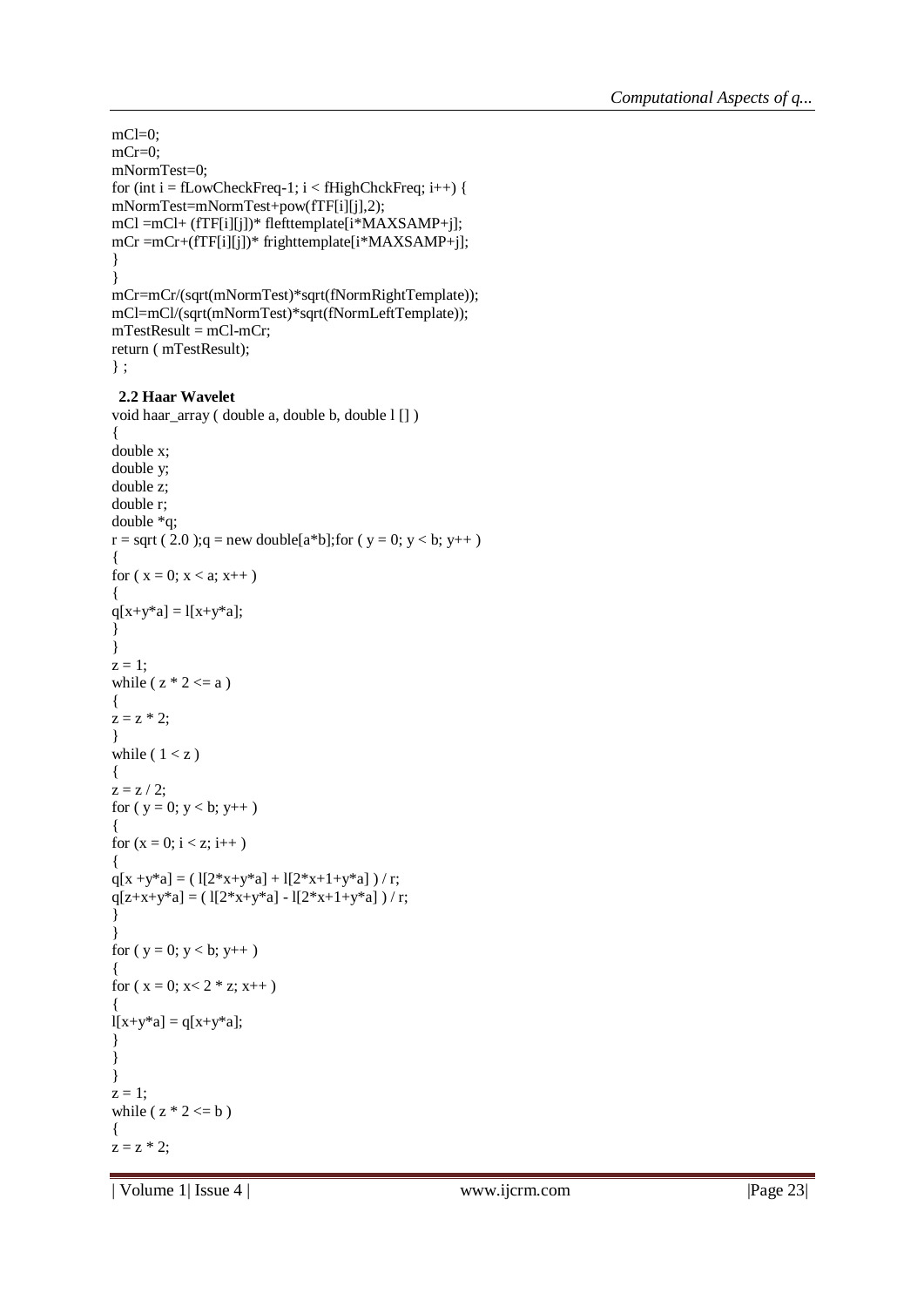```
mCl=0;
mCr=0;
mNormTest=0;
for (int i = fLowCheckFreq-1; i < fHighChckFreq; i++) {
mNormTest=mNormTest+pow(fTF[i][j],2);
mCl =mCl+ (fTF[i][j])* flefttemplate[i*MAXSAMP+j];
mCr =mCr+(fTF[i][j])* frighttemplate[i*MAXSAMP+j];
}
}
mCr=mCr/(sqrt(mNormTest)*sqrt(fNormRightTemplate));
mCl=mCl/(sqrt(mNormTest)*sqrt(fNormLeftTemplate));
mTestResult = mCl-mCr;
return ( mTestResult);
} ;
```

### 2.2 Haar Wavelet

```
void haar_array ( double a, double b, double l [] )
{
double x;
double y;
double z;
double r;
double *q;
r = sqrt ( 2.0 );q = new double[a*b];for ( y = 0; y < b; y++ )
{
for ( x = 0; x < a; x++ )
{
q[x+y*a] = l[x+y*a];
}
}
z = 1;
while ( z * 2 <= a )
{
z = z * 2;
}
while ( 1 < z )
{
z = z / 2;
for ( y = 0; y < b; y++ )
{
for (x = 0; i < z; i++ )
{
q[x +y*a] = ( l[2*x+y*a] + l[2*x+1+y*a] ) / r;
q[z+x+y*a] = ( l[2*x+y*a] - l[2*x+1+y*a] ) / r;
}
}
for ( y = 0; y < b; y++ )
{
for ( x = 0; x< 2 * z; x++ )
{
l[x+y*a] = q[x+y*a];
}
}
}
z = 1;
while ( z * 2 <= b )
{
z = z * 2;
```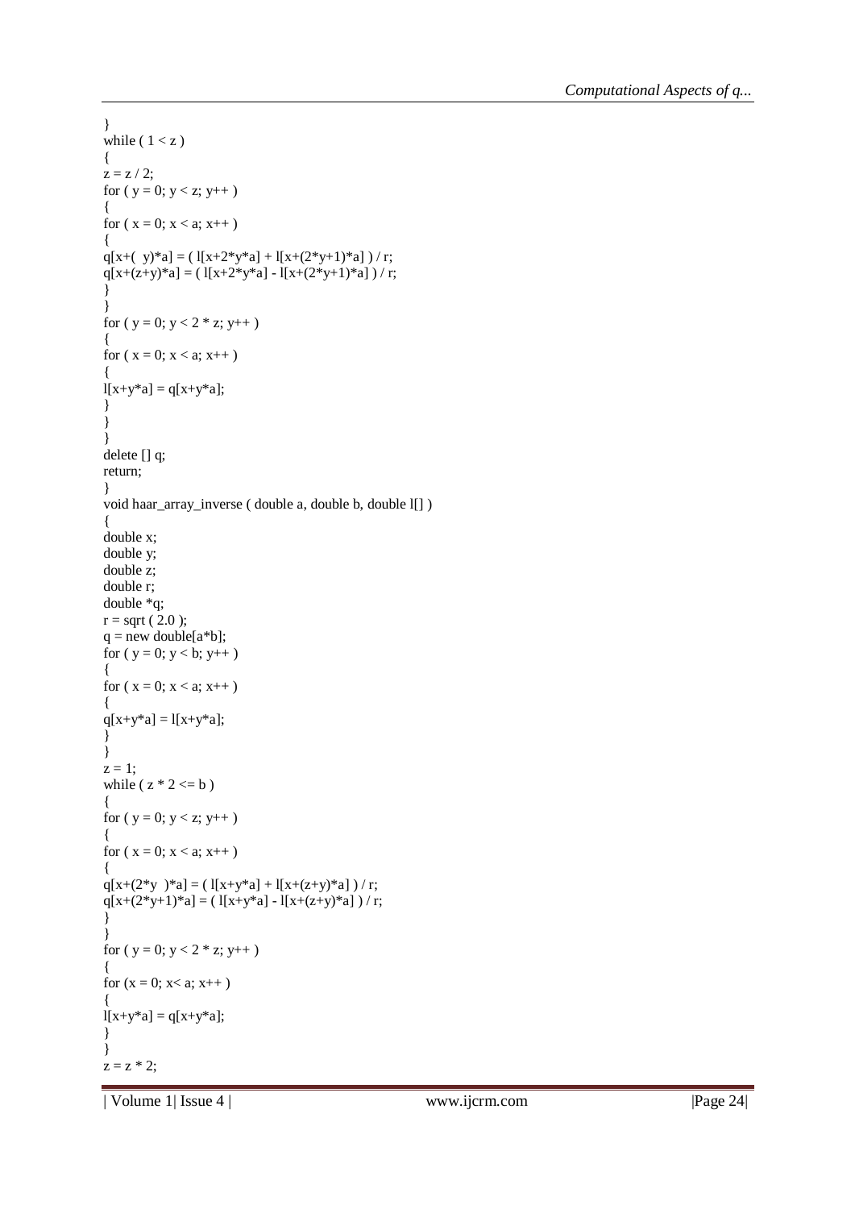```
}
while ( 1 < z )
{
z = z / 2;
for ( y = 0; y < z; y++ )
{
for ( x = 0; x < a; x++ )
{
q[x+(  y)*a] = ( l[x+2*y*a] + l[x+(2*y+1)*a] ) / r;
q[x+(z+y)*a] = ( l[x+2*y*a] - l[x+(2*y+1)*a] ) / r;
}
}
for ( y = 0; y < 2 * z; y++ )
{
for ( x = 0; x < a; x++ )
{
l[x+y*a] = q[x+y*a];
}
}
}
delete [] q;
return;
}
void haar_array_inverse ( double a, double b, double l[] )
{
double x;
double y;
double z;
double r;
double *q;
r = sqrt ( 2.0 );
q = new double[a*b];
for ( y = 0; y < b; y++ )
{
for ( x = 0; x < a; x++ )
{
q[x+y*a] = l[x+y*a];
}
}
z = 1;
while ( z * 2 <= b )
{
for ( y = 0; y < z; y++ )
{
for ( x = 0; x < a; x++ )
{
q[x+(2*y  )*a] = ( l[x+y*a] + l[x+(z+y)*a] ) / r;
q[x+(2*y+1)*a] = ( l[x+y*a] - l[x+(z+y)*a] ) / r;
}
}
for ( y = 0; y < 2 * z; y++ )
{
for (x = 0; x< a; x++ )
{
l[x+y*a] = q[x+y*a];
}
}
z = z * 2;
```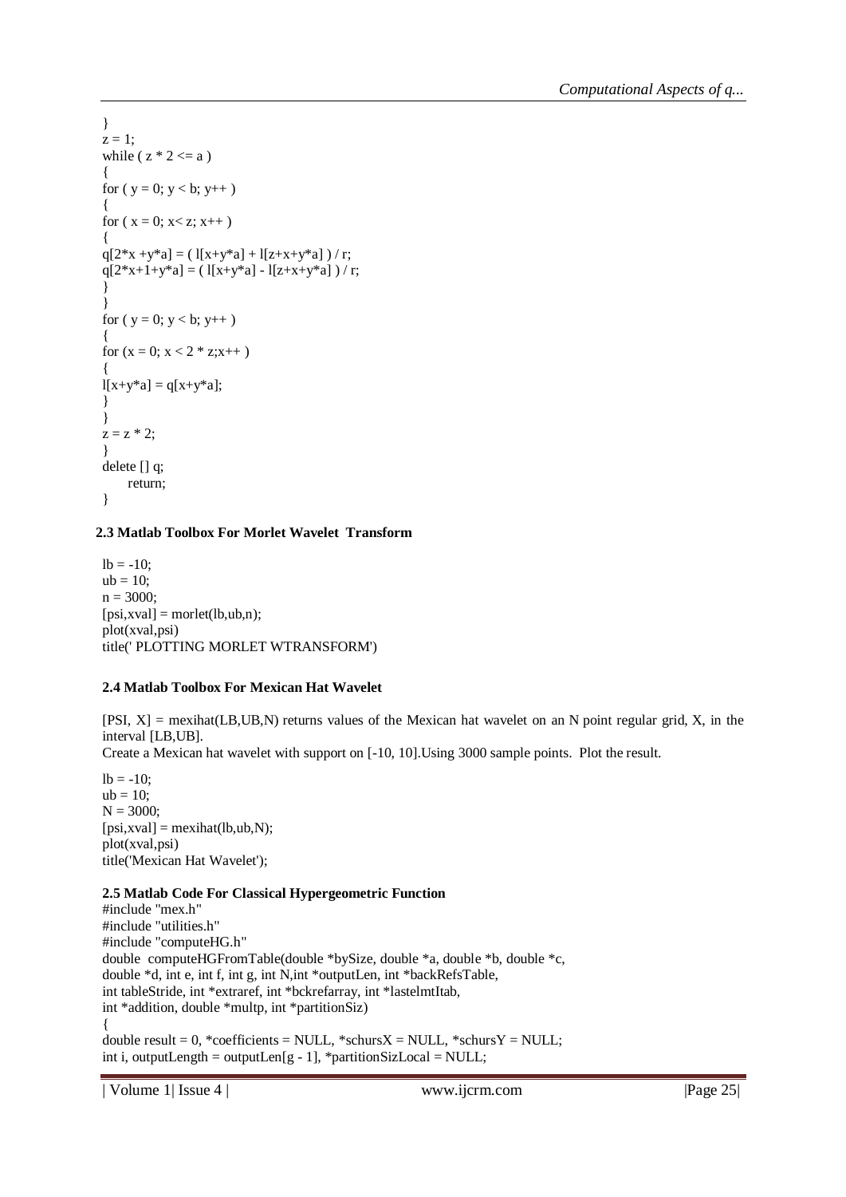```
}
z = 1;
while ( z * 2 <= a )
{
for ( y = 0; y < b; y++ )
{
for ( x = 0; x< z; x++ )
{
q[2*x +y*a] = ( l[x+y*a] + l[z+x+y*a] ) / r;
q[2*x+1+y*a] = ( l[x+y*a] - l[z+x+y*a] ) / r;
}
}
for ( y = 0; y < b; y++ )
{
for (x = 0; x < 2 * z;x++ )
{
l[x+y*a] = q[x+y*a];
}
}
z = z * 2;
}
delete [] q;
      return;
}
```

### 2.3 Matlab Toolbox For Morlet Wavelet Transform

```
lb = -10;
ub = 10;
n = 3000;
[psi,xval] = morlet(lb,ub,n);
plot(xval,psi)
title(' PLOTTING MORLET WTRANSFORM')
```

### 2.4 Matlab Toolbox For Mexican Hat Wavelet

[PSI, X] = mexihat(LB,UB,N) returns values of the Mexican hat wavelet on an N point regular grid, X, in the interval [LB,UB].

Create a Mexican hat wavelet with support on [-10, 10].Using 3000 sample points. Plot the result.

```
lb = -10;
ub = 10;
N = 3000;
[psi,xval] = mexihat(lb,ub,N);
plot(xval,psi)
title('Mexican Hat Wavelet');
```

### 2.5 Matlab Code For Classical Hypergeometric Function

```
#include "mex.h"
#include "utilities.h"
#include "computeHG.h"
double  computeHGFromTable(double *bySize, double *a, double *b, double *c,
double *d, int e, int f, int g, int N,int *outputLen, int *backRefsTable,
int tableStride, int *extraref, int *bckrefarray, int *lastelmtItab,
int *addition, double *multp, int *partitionSiz)
{
double result = 0, *coefficients = NULL, *schursX = NULL, *schursY = NULL;
int i, outputLength = outputLen[g - 1], *partitionSizLocal = NULL;
```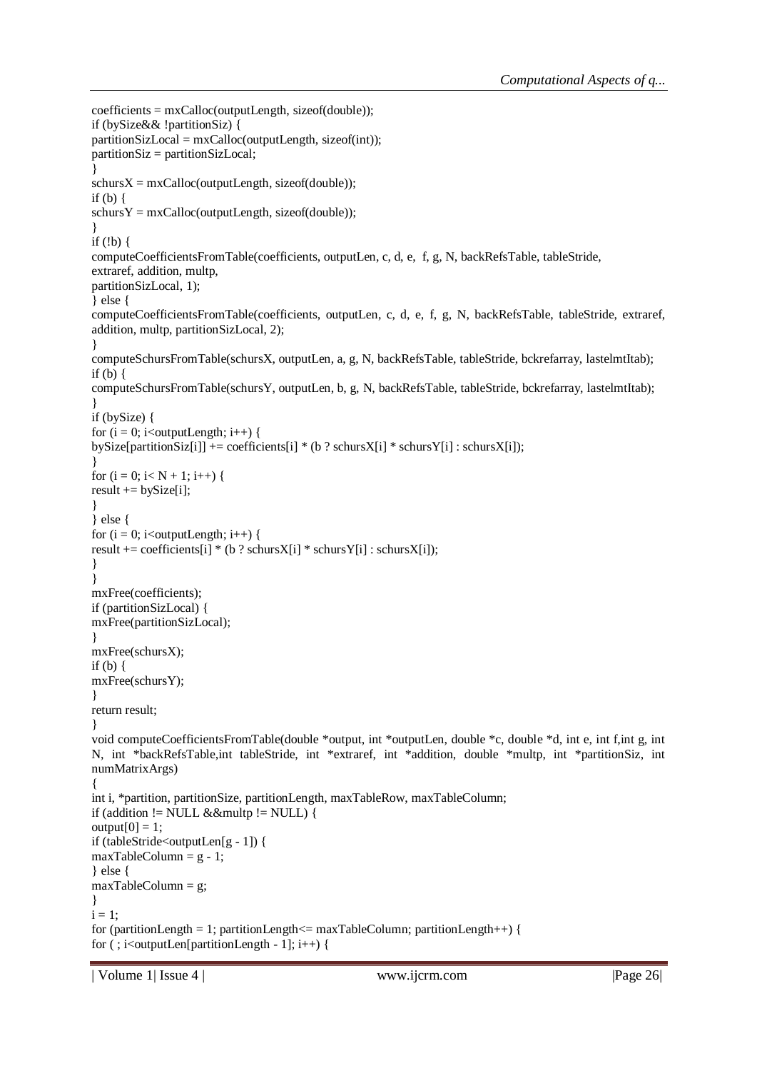```
coefficients = mxCalloc(outputLength, sizeof(double));
if (bySize&& !partitionSiz) {
partitionSizLocal = mxCalloc(outputLength, sizeof(int));
partitionSiz = partitionSizLocal;
}
schursX = mxCalloc(outputLength, sizeof(double));
if (b) {
schursY = mxCalloc(outputLength, sizeof(double));
}
if (!b) {
computeCoefficientsFromTable(coefficients, outputLen, c, d, e,  f, g, N, backRefsTable, tableStride,
extraref, addition, multp,
partitionSizLocal, 1);
} else {
computeCoefficientsFromTable(coefficients, outputLen, c, d, e, f, g, N, backRefsTable, tableStride, extraref,
addition, multp, partitionSizLocal, 2);
}
computeSchursFromTable(schursX, outputLen, a, g, N, backRefsTable, tableStride, bckrefarray, lastelmtItab);
if (b) {
computeSchursFromTable(schursY, outputLen, b, g, N, backRefsTable, tableStride, bckrefarray, lastelmtItab);
}
if (bySize) {
for (i = 0; i<outputLength; i++) {
bySize[partitionSiz[i]] += coefficients[i] * (b ? schursX[i] * schursY[i] : schursX[i]);
}
for (i = 0; i< N + 1; i++) {
result += bySize[i];
}
} else {
for (i = 0; i<outputLength; i++) {
result += coefficients[i] * (b ? schursX[i] * schursY[i] : schursX[i]);
}
}
mxFree(coefficients);
if (partitionSizLocal) {
mxFree(partitionSizLocal);
}
mxFree(schursX);
if (b) {
mxFree(schursY);
}
return result;
}
void computeCoefficientsFromTable(double *output, int *outputLen, double *c, double *d, int e, int f,int g, int
N, int *backRefsTable,int tableStride, int *extraref, int *addition, double *multp, int *partitionSiz, int
numMatrixArgs)
{
int i, *partition, partitionSize, partitionLength, maxTableRow, maxTableColumn;
if (addition != NULL &&multp != NULL) {
output[0] = 1;
if (tableStride<outputLen[g - 1]) {
maxTableColumn = g - 1;
} else {
maxTableColumn = g;
}
i = 1;
for (partitionLength = 1; partitionLength<= maxTableColumn; partitionLength++) {
for ( ; i<outputLen[partitionLength - 1]; i++) {
```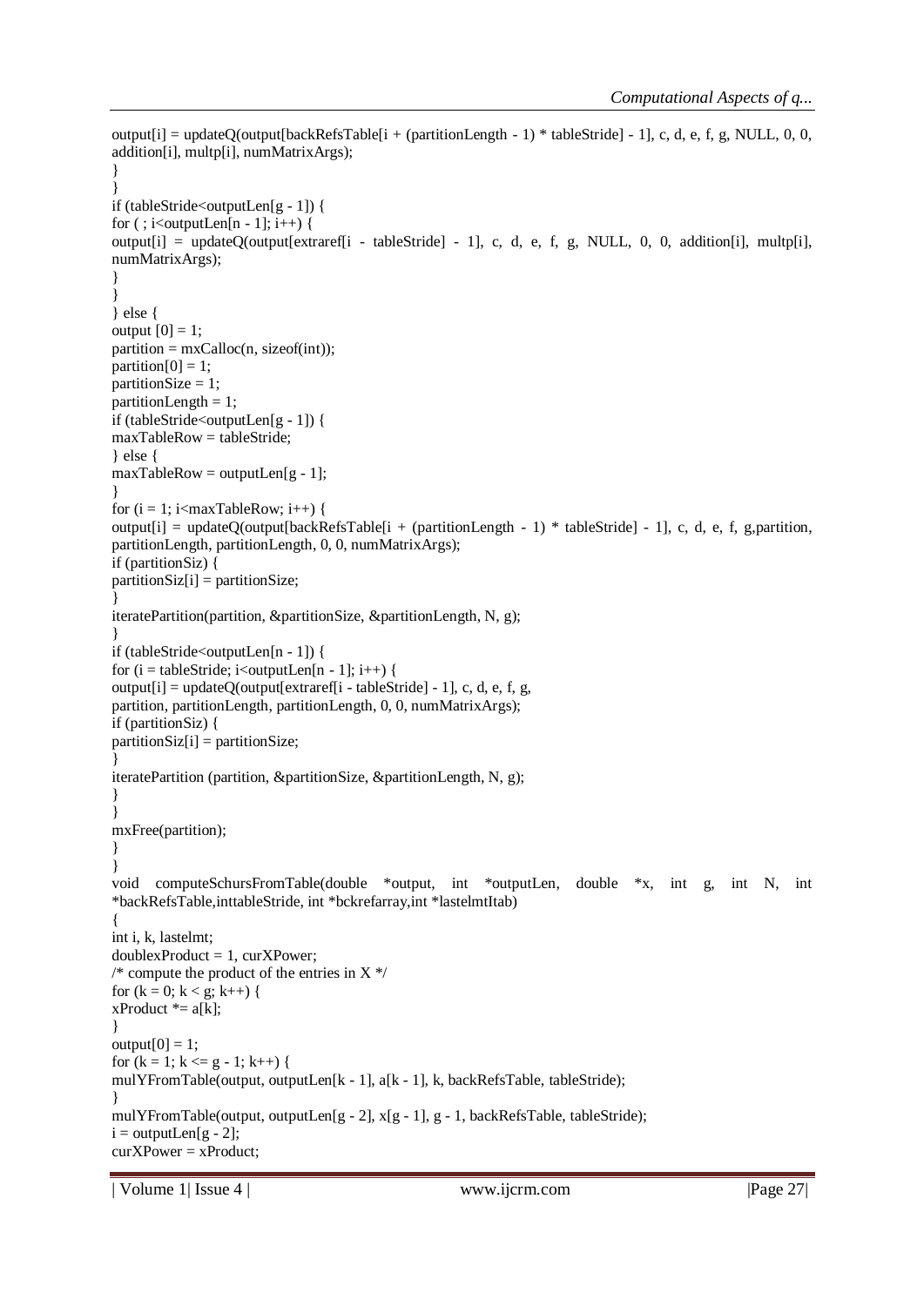```
output[i] = updateQ(output[backRefsTable[i + (partitionLength - 1) * tableStride] - 1], c, d, e, f, g, NULL, 0, 0,
addition[i], multp[i], numMatrixArgs);
}
}
if (tableStride<outputLen[g - 1]) {
for ( ; i<outputLen[n - 1]; i++) {
output[i] = updateQ(output[extraref[i - tableStride] - 1], c, d, e, f, g, NULL, 0, 0, addition[i], multp[i],
numMatrixArgs);
}
}
} else {
output [0] = 1;
partition = mxCalloc(n, sizeof(int));
partition[0] = 1;
partitionSize = 1;
partitionLength = 1;
if (tableStride<outputLen[g - 1]) {
maxTableRow = tableStride;
} else {
maxTableRow = outputLen[g - 1];
}
for (i = 1; i<maxTableRow; i++) {
output[i] = updateQ(output[backRefsTable[i + (partitionLength - 1) * tableStride] - 1], c, d, e, f, g,partition,
partitionLength, partitionLength, 0, 0, numMatrixArgs);
if (partitionSiz) {
partitionSiz[i] = partitionSize;
}
iteratePartition(partition, &partitionSize, &partitionLength, N, g);
}
if (tableStride<outputLen[n - 1]) {
for (i = tableStride; i<outputLen[n - 1]; i++) {
output[i] = updateQ(output[extraref[i - tableStride] - 1], c, d, e, f, g,
partition, partitionLength, partitionLength, 0, 0, numMatrixArgs);
if (partitionSiz) {
partitionSiz[i] = partitionSize;
}
iteratePartition (partition, &partitionSize, &partitionLength, N, g);
}
}
mxFree(partition);
}
}
void computeSchursFromTable(double *output, int *outputLen, double *x, int g, int N, int
*backRefsTable,inttableStride, int *bckrefarray,int *lastelmtItab)
{
int i, k, lastelmt;
doublexProduct = 1, curXPower;
/* compute the product of the entries in X */
for (k = 0; k < g; k++) {
xProduct *= a[k];
}
output[0] = 1;
for (k = 1; k <= g - 1; k++) {
mulYFromTable(output, outputLen[k - 1], a[k - 1], k, backRefsTable, tableStride);
}
mulYFromTable(output, outputLen[g - 2], x[g - 1], g - 1, backRefsTable, tableStride);
i = outputLen[g - 2];
curXPower = xProduct;
```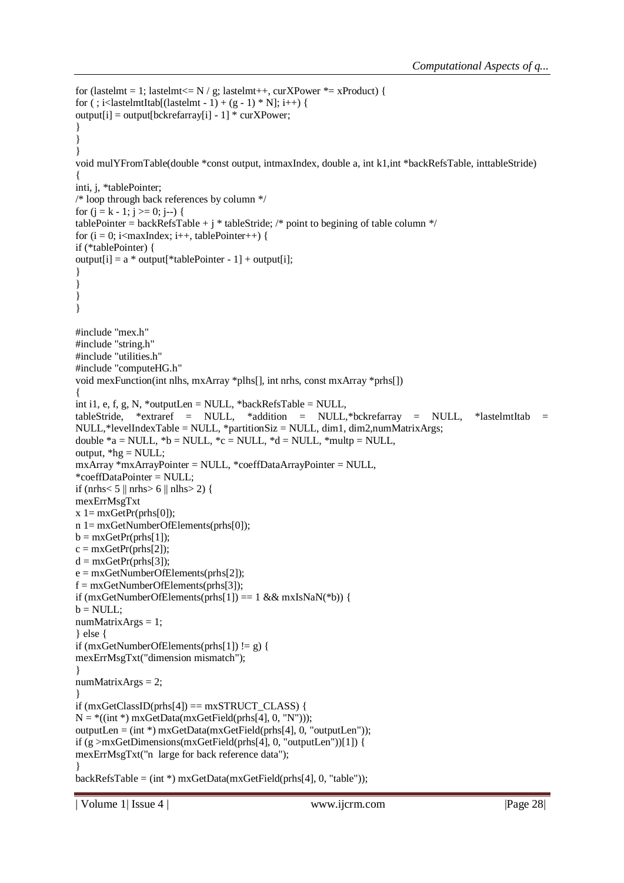```
for (lastelmt = 1; lastelmt<= N / g; lastelmt++, curXPower *= xProduct) {
for ( ; i<lastelmtItab[(lastelmt - 1) + (g - 1) * N]; i++) {
output[i] = output[bckrefarray[i] - 1] * curXPower;
}
}
}
void mulYFromTable(double *const output, intmaxIndex, double a, int k1,int *backRefsTable, inttableStride)
{
inti, j, *tablePointer;
/* loop through back references by column */
for (j = k - 1; j >= 0; j--) {
tablePointer = backRefsTable + j * tableStride; /* point to begining of table column */
for (i = 0; i<maxIndex; i++, tablePointer++) {
if (*tablePointer) {
output[i] = a * output[*tablePointer - 1] + output[i];
}
}
}
}

#include "mex.h"
#include "string.h"
#include "utilities.h"
#include "computeHG.h"
void mexFunction(int nlhs, mxArray *plhs[], int nrhs, const mxArray *prhs[])
{
int i1, e, f, g, N, *outputLen = NULL, *backRefsTable = NULL,
tableStride,   *extraref   =   NULL,   *addition   =   NULL,*bckrefarray   =   NULL,   *lastelmtItab   =
NULL,*levelIndexTable = NULL, *partitionSiz = NULL, dim1, dim2,numMatrixArgs;
double *a = NULL, *b = NULL, *c = NULL, *d = NULL, *multp = NULL,
output, *hg = NULL;
mxArray *mxArrayPointer = NULL, *coeffDataArrayPointer = NULL,
*coeffDataPointer = NULL;
if (nrhs< 5 || nrhs> 6 || nlhs> 2) {
mexErrMsgTxt
x 1= mxGetPr(prhs[0]);
n 1= mxGetNumberOfElements(prhs[0]);
b = mxGetPr(prhs[1]);
c = mxGetPr(prhs[2]);
d = mxGetPr(prhs[3]);
e = mxGetNumberOfElements(prhs[2]);
f = mxGetNumberOfElements(prhs[3]);
if (mxGetNumberOfElements(prhs[1]) == 1 && mxIsNaN(*b)) {
b = NULL;
numMatrixArgs = 1;
} else {
if (mxGetNumberOfElements(prhs[1]) != g) {
mexErrMsgTxt("dimension mismatch");
}
numMatrixArgs = 2;
}
if (mxGetClassID(prhs[4]) == mxSTRUCT_CLASS) {
N = *((int *) mxGetData(mxGetField(prhs[4], 0, "N")));
outputLen = (int *) mxGetData(mxGetField(prhs[4], 0, "outputLen"));
if (g >mxGetDimensions(mxGetField(prhs[4], 0, "outputLen"))[1]) {
mexErrMsgTxt("n  large for back reference data");
}
backRefsTable = (int *) mxGetData(mxGetField(prhs[4], 0, "table"));
```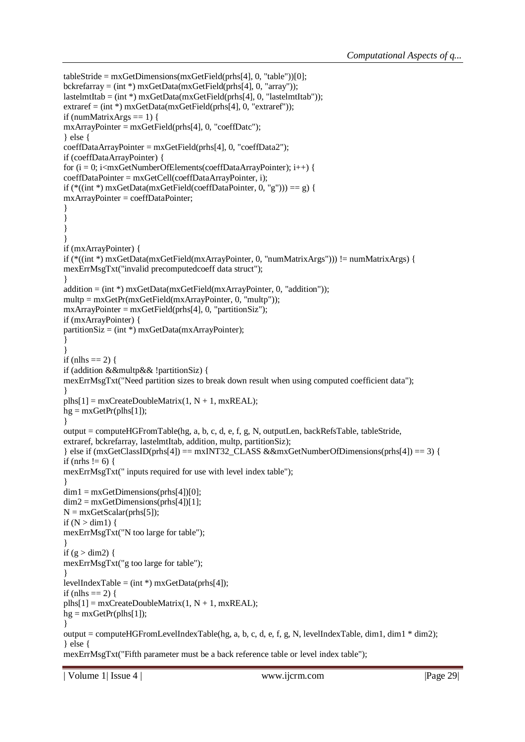```
tableStride = mxGetDimensions(mxGetField(prhs[4], 0, "table"))[0];
bckrefarray = (int *) mxGetData(mxGetField(prhs[4], 0, "array"));
lastelmtItab = (int *) mxGetData(mxGetField(prhs[4], 0, "lastelmtItab"));
extraref = (int *) mxGetData(mxGetField(prhs[4], 0, "extraref"));
if (numMatrixArgs == 1) {
mxArrayPointer = mxGetField(prhs[4], 0, "coeffDatc");
} else {
coeffDataArrayPointer = mxGetField(prhs[4], 0, "coeffData2");
if (coeffDataArrayPointer) {
for (i = 0; i<mxGetNumberOfElements(coeffDataArrayPointer); i++) {
coeffDataPointer = mxGetCell(coeffDataArrayPointer, i);
if (*((int *) mxGetData(mxGetField(coeffDataPointer, 0, "g"))) == g) {
mxArrayPointer = coeffDataPointer;
}
}
}
}
if (mxArrayPointer) {
if (*((int *) mxGetData(mxGetField(mxArrayPointer, 0, "numMatrixArgs"))) != numMatrixArgs) {
mexErrMsgTxt("invalid precomputedcoeff data struct");
}
addition = (int *) mxGetData(mxGetField(mxArrayPointer, 0, "addition"));
multp = mxGetPr(mxGetField(mxArrayPointer, 0, "multp"));
mxArrayPointer = mxGetField(prhs[4], 0, "partitionSiz");
if (mxArrayPointer) {
partitionSiz = (int *) mxGetData(mxArrayPointer);
}
}
if (nlhs == 2) {
if (addition &&multp&& !partitionSiz) {
mexErrMsgTxt("Need partition sizes to break down result when using computed coefficient data");
}
plhs[1] = mxCreateDoubleMatrix(1, N + 1, mxREAL);
hg = mxGetPr(plhs[1]);
}
output = computeHGFromTable(hg, a, b, c, d, e, f, g, N, outputLen, backRefsTable, tableStride,
extraref, bckrefarray, lastelmtItab, addition, multp, partitionSiz);
} else if (mxGetClassID(prhs[4]) == mxINT32_CLASS &&mxGetNumberOfDimensions(prhs[4]) == 3) {
if (nrhs != 6) {
mexErrMsgTxt(" inputs required for use with level index table");
}
dim1 = mxGetDimensions(prhs[4])[0];
dim2 = mxGetDimensions(prhs[4])[1];
N = mxGetScalar(prhs[5]);
if (N > dim1) {
mexErrMsgTxt("N too large for table");
}
if (g > dim2) {
mexErrMsgTxt("g too large for table");
}
levelIndexTable = (int *) mxGetData(prhs[4]);
if (nlhs == 2) {
plhs[1] = mxCreateDoubleMatrix(1, N + 1, mxREAL);
hg = mxGetPr(plhs[1]);
}
output = computeHGFromLevelIndexTable(hg, a, b, c, d, e, f, g, N, levelIndexTable, dim1, dim1 * dim2);
} else {
mexErrMsgTxt("Fifth parameter must be a back reference table or level index table");
```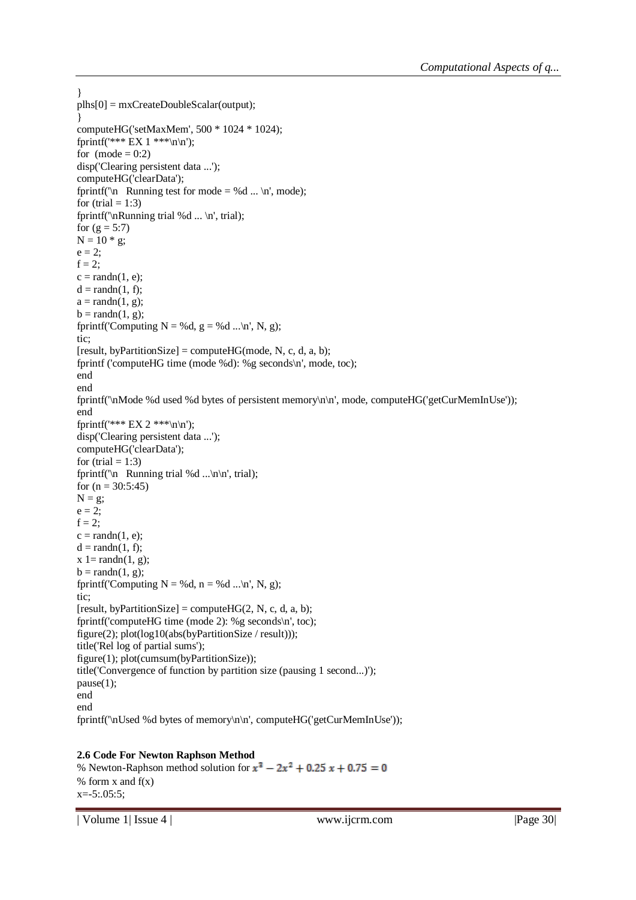```
}
plhs[0] = mxCreateDoubleScalar(output);
}
computeHG('setMaxMem', 500 * 1024 * 1024);
fprintf('*** EX 1 ***\n\n');
for  (mode = 0:2)
disp('Clearing persistent data ...');
computeHG('clearData');
fprintf('\n   Running test for mode = %d ... \n', mode);
for (trial = 1:3)
fprintf('\nRunning trial %d ... \n', trial);
for (g = 5:7)
N = 10 * g;
e = 2;
f = 2;
c = randn(1, e);
d = randn(1, f);
a = randn(1, g);
b = randn(1, g);
fprintf('Computing N = %d, g = %d ...\n', N, g);
tic;
[result, byPartitionSize] = computeHG(mode, N, c, d, a, b);
fprintf ('computeHG time (mode %d): %g seconds\n', mode, toc);
end
end
fprintf('\nMode %d used %d bytes of persistent memory\n\n', mode, computeHG('getCurMemInUse'));
end
fprintf('*** EX 2 ***\n\n');
disp('Clearing persistent data ...');
computeHG('clearData');
for (trial = 1:3)
fprintf('\n   Running trial %d ...\n\n', trial);
for (n = 30:5:45)
N = g;
e = 2;
f = 2;
c = randn(1, e);
d = randn(1, f);
x 1= randn(1, g);
b = randn(1, g);
fprintf('Computing N = %d, n = %d ...\n', N, g);
tic;
[result, byPartitionSize] = computeHG(2, N, c, d, a, b);
fprintf('computeHG time (mode 2): %g seconds\n', toc);
figure(2); plot(log10(abs(byPartitionSize / result)));
title('Rel log of partial sums');
figure(1); plot(cumsum(byPartitionSize));
title('Convergence of function by partition size (pausing 1 second...)');
pause(1);
end
end
fprintf('\nUsed %d bytes of memory\n\n', computeHG('getCurMemInUse'));
```

**2.6 Code For Newton Raphson Method**

% Newton-Raphson method solution for $x^3 - 2x^2 + 0.25\,x + 0.75 = 0$

```
% form x and f(x)
x=-5:.05:5;
```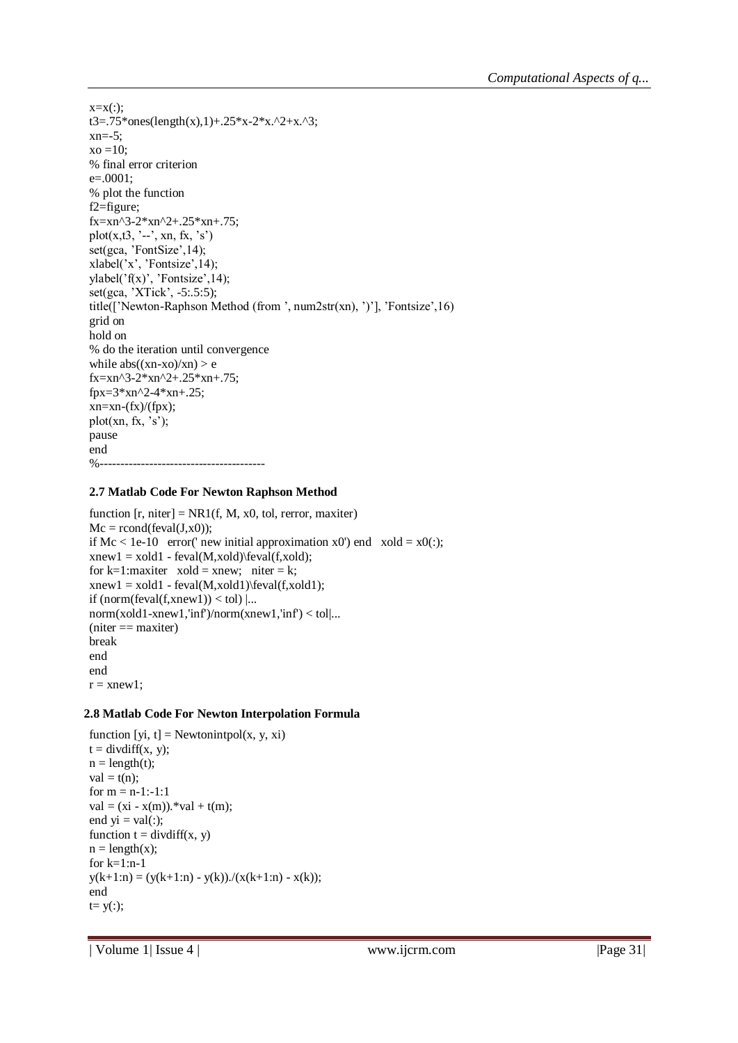```
x=x(:);
t3=.75*ones(length(x),1)+.25*x-2*x.^2+x.^3;
xn=-5;
xo =10;
% final error criterion
e=.0001;
% plot the function
f2=figure;
fx=xn^3-2*xn^2+.25*xn+.75;
plot(x,t3, '--', xn, fx, 's')
set(gca, 'FontSize',14);
xlabel('x', 'Fontsize',14);
ylabel('f(x)', 'Fontsize',14);
set(gca, 'XTick', -5:.5:5);
title(['Newton-Raphson Method (from ', num2str(xn), ')'], 'Fontsize',16)
grid on
hold on
% do the iteration until convergence
while abs((xn-xo)/xn) > e
fx=xn^3-2*xn^2+.25*xn+.75;
fpx=3*xn^2-4*xn+.25;
xn=xn-(fx)/(fpx);
plot(xn, fx, 's');
pause
end
%----------------------------------------
```

### 2.7 Matlab Code For Newton Raphson Method

```
function [r, niter] = NR1(f, M, x0, tol, rerror, maxiter)
Mc = rcond(feval(J,x0));
if Mc < 1e-10   error(' new initial approximation x0') end   xold = x0(:);
xnew1 = xold1 - feval(M,xold)\feval(f,xold);
for k=1:maxiter   xold = xnew;   niter = k;
xnew1 = xold1 - feval(M,xold1)\feval(f,xold1);
if (norm(feval(f,xnew1)) < tol) |...
norm(xold1-xnew1,'inf')/norm(xnew1,'inf') < tol|...
(niter == maxiter)
break
end
end
r = xnew1;
```

### 2.8 Matlab Code For Newton Interpolation Formula

```
function [yi, t] = Newtonintpol(x, y, xi)
t = divdiff(x, y);
n = length(t);
val = t(n);
for m = n-1:-1:1
val = (xi - x(m)).*val + t(m);
end yi = val(:);
function t = divdiff(x, y)
n = length(x);
for k=1:n-1
y(k+1:n) = (y(k+1:n) - y(k))./(x(k+1:n) - x(k));
end
t= y(:);
```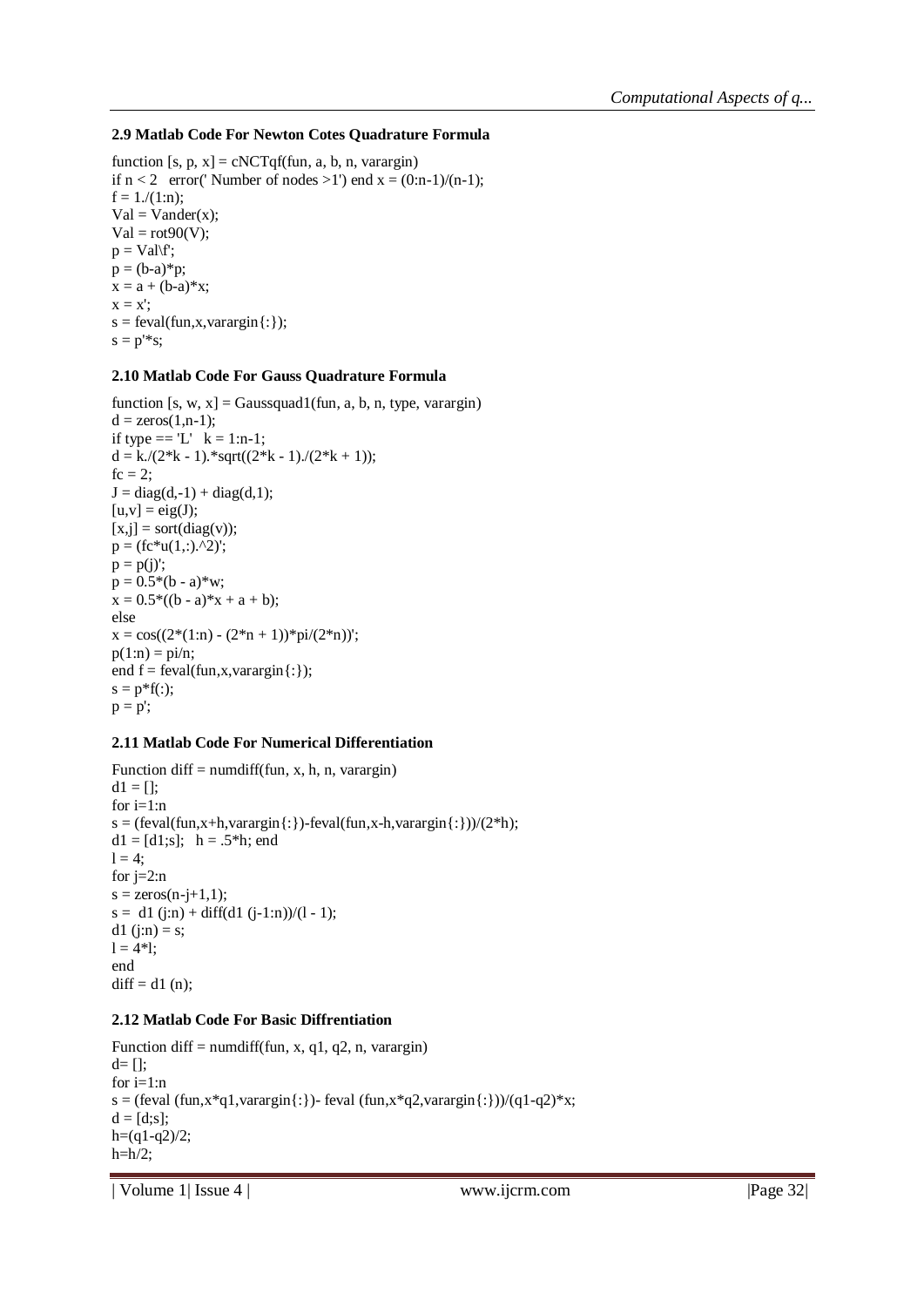### 2.9 Matlab Code For Newton Cotes Quadrature Formula

```
function [s, p, x] = cNCTqf(fun, a, b, n, varargin)
if n < 2   error(' Number of nodes >1') end x = (0:n-1)/(n-1);
f = 1./(1:n);
Val = Vander(x);
Val = rot90(V);
p = Val\f';
p = (b-a)*p;
x = a + (b-a)*x;
x = x';
s = feval(fun,x,varargin{:});
s = p'*s;
```

### 2.10 Matlab Code For Gauss Quadrature Formula

```
function [s, w, x] = Gaussquad1(fun, a, b, n, type, varargin)
d = zeros(1,n-1);
if type == 'L'   k = 1:n-1;
d = k./(2*k - 1).*sqrt((2*k - 1)./(2*k + 1));
fc = 2;
J = diag(d,-1) + diag(d,1);
[u,v] = eig(J);
[x,j] = sort(diag(v));
p = (fc*u(1,:).^2)';
p = p(j)';
p = 0.5*(b - a)*w;
x = 0.5*((b - a)*x + a + b);
else
x = cos((2*(1:n) - (2*n + 1))*pi/(2*n))';
p(1:n) = pi/n;
end f = feval(fun,x,varargin{:});
s = p*f(:);
p = p';
```

### 2.11 Matlab Code For Numerical Differentiation

```
Function diff = numdiff(fun, x, h, n, varargin)
d1 = [];
for i=1:n
s = (feval(fun,x+h,varargin{:})-feval(fun,x-h,varargin{:}))/(2*h);
d1 = [d1;s];   h = .5*h; end
l = 4;
for j=2:n
s = zeros(n-j+1,1);
s =  d1 (j:n) + diff(d1 (j-1:n))/(l - 1);
d1 (j:n) = s;
l = 4*l;
end
diff = d1 (n);
```

### 2.12 Matlab Code For Basic Diffrentiation

```
Function diff = numdiff(fun, x, q1, q2, n, varargin)
d= [];
for i=1:n
s = (feval (fun,x*q1,varargin{:})- feval (fun,x*q2,varargin{:}))/(q1-q2)*x;
d = [d;s];
h=(q1-q2)/2;
h=h/2;
```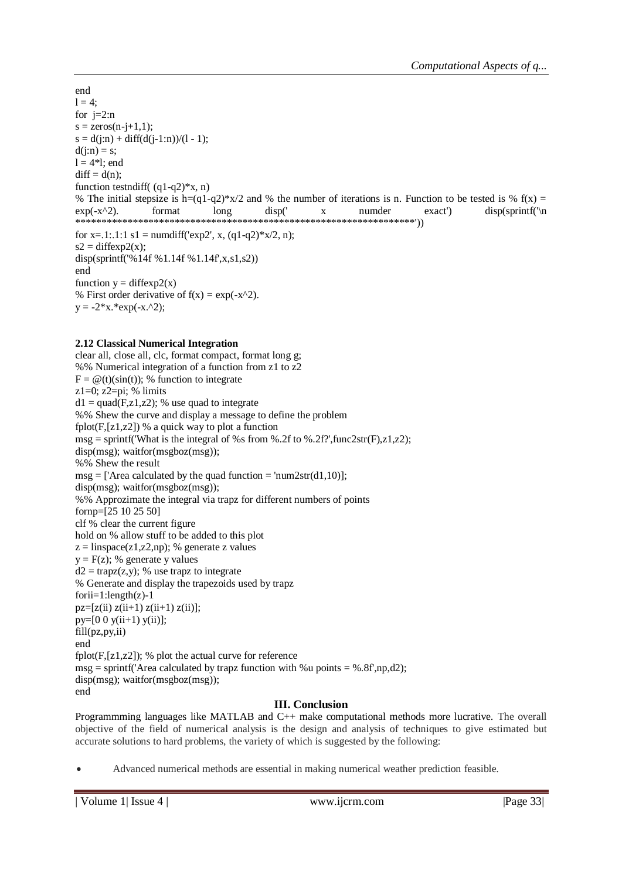```
end
l = 4;
for  j=2:n
s = zeros(n-j+1,1);
s = d(j:n) + diff(d(j-1:n))/(l - 1);
d(j:n) = s;
l = 4*l; end
diff = d(n);
function testndiff( (q1-q2)*x, n)
% The initial stepsize is h=(q1-q2)*x/2 and % the number of iterations is n. Function to be tested is % f(x) = exp(-x^2).        format        long        disp('        x        numder        exact')        disp(sprintf('\n ****************************************************************'))
for x=.1:.1:1 s1 = numdiff('exp2', x, (q1-q2)*x/2, n);
s2 = diffexp2(x);
disp(sprintf('%14f %1.14f %1.14f',x,s1,s2))
end
function y = diffexp2(x)
% First order derivative of f(x) = exp(-x^2).
y = -2*x.*exp(-x.^2);
```

**2.12 Classical Numerical Integration**

```
clear all, close all, clc, format compact, format long g;
%% Numerical integration of a function from z1 to z2
F = @(t)(sin(t)); % function to integrate
z1=0; z2=pi; % limits
d1 = quad(F,z1,z2); % use quad to integrate
%% Shew the curve and display a message to define the problem
fplot(F,[z1,z2]) % a quick way to plot a function
msg = sprintf('What is the integral of %s from %.2f to %.2f?',func2str(F),z1,z2);
disp(msg); waitfor(msgboz(msg));
%% Shew the result
msg = ['Area calculated by the quad function = 'num2str(d1,10)];
disp(msg); waitfor(msgboz(msg));
%% Approzimate the integral via trapz for different numbers of points
fornp=[25 10 25 50]
clf % clear the current figure
hold on % allow stuff to be added to this plot
z = linspace(z1,z2,np); % generate z values
y = F(z); % generate y values
d2 = trapz(z,y); % use trapz to integrate
% Generate and display the trapezoids used by trapz
forii=1:length(z)-1
pz=[z(ii) z(ii+1) z(ii+1) z(ii)];
py=[0 0 y(ii+1) y(ii)];
fill(pz,py,ii)
end
fplot(F,[z1,z2]); % plot the actual curve for reference
msg = sprintf('Area calculated by trapz function with %u points = %.8f',np,d2);
disp(msg); waitfor(msgboz(msg));
end
```

## III. Conclusion

Programmming languages like MATLAB and C++ make computational methods more lucrative. The overall objective of the field of numerical analysis is the design and analysis of techniques to give estimated but accurate solutions to hard problems, the variety of which is suggested by the following:

- Advanced numerical methods are essential in making numerical weather prediction feasible.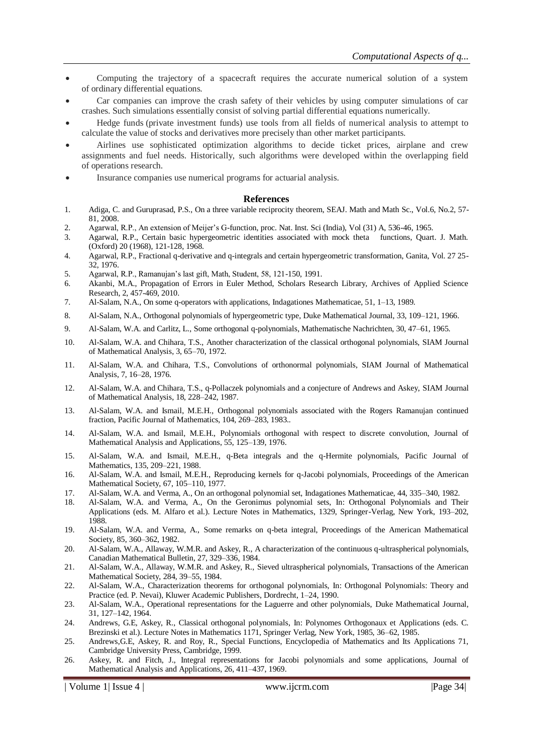- Computing the trajectory of a spacecraft requires the accurate numerical solution of a system of ordinary differential equations.
- Car companies can improve the crash safety of their vehicles by using computer simulations of car crashes. Such simulations essentially consist of solving partial differential equations numerically.
- Hedge funds (private investment funds) use tools from all fields of numerical analysis to attempt to calculate the value of stocks and derivatives more precisely than other market participants.
- Airlines use sophisticated optimization algorithms to decide ticket prices, airplane and crew assignments and fuel needs. Historically, such algorithms were developed within the overlapping field of operations research.
- Insurance companies use numerical programs for actuarial analysis.

## References

1. Adiga, C. and Guruprasad, P.S., On a three variable reciprocity theorem, SEAJ. Math and Math Sc., Vol.6, No.2, 57-81, 2008.
2. Agarwal, R.P., An extension of Meijer's G-function, proc. Nat. Inst. Sci (India), Vol (31) A, 536-46, 1965.
3. Agarwal, R.P., Certain basic hypergeometric identities associated with mock theta functions, Quart. J. Math. (Oxford) 20 (1968), 121-128, 1968.
4. Agarwal, R.P., Fractional q-derivative and q-integrals and certain hypergeometric transformation, Ganita, Vol. 27 25-32, 1976.
5. Agarwal, R.P., Ramanujan's last gift, Math, Student, 58, 121-150, 1991.
6. Akanbi, M.A., Propagation of Errors in Euler Method, Scholars Research Library, Archives of Applied Science Research, 2, 457-469, 2010.
7. Al-Salam, N.A., On some q-operators with applications, Indagationes Mathematicae, 51, 1–13, 1989.
8. Al-Salam, N.A., Orthogonal polynomials of hypergeometric type, Duke Mathematical Journal, 33, 109–121, 1966.
9. Al-Salam, W.A. and Carlitz, L., Some orthogonal q-polynomials, Mathematische Nachrichten, 30, 47–61, 1965.
10. Al-Salam, W.A. and Chihara, T.S., Another characterization of the classical orthogonal polynomials, SIAM Journal of Mathematical Analysis, 3, 65–70, 1972.
11. Al-Salam, W.A. and Chihara, T.S., Convolutions of orthonormal polynomials, SIAM Journal of Mathematical Analysis, 7, 16–28, 1976.
12. Al-Salam, W.A. and Chihara, T.S., q-Pollaczek polynomials and a conjecture of Andrews and Askey, SIAM Journal of Mathematical Analysis, 18, 228–242, 1987.
13. Al-Salam, W.A. and Ismail, M.E.H., Orthogonal polynomials associated with the Rogers Ramanujan continued fraction, Pacific Journal of Mathematics, 104, 269–283, 1983..
14. Al-Salam, W.A. and Ismail, M.E.H., Polynomials orthogonal with respect to discrete convolution, Journal of Mathematical Analysis and Applications, 55, 125–139, 1976.
15. Al-Salam, W.A. and Ismail, M.E.H., q-Beta integrals and the q-Hermite polynomials, Pacific Journal of Mathematics, 135, 209–221, 1988.
16. Al-Salam, W.A. and Ismail, M.E.H., Reproducing kernels for q-Jacobi polynomials, Proceedings of the American Mathematical Society, 67, 105–110, 1977.
17. Al-Salam, W.A. and Verma, A., On an orthogonal polynomial set, Indagationes Mathematicae, 44, 335–340, 1982.
18. Al-Salam, W.A. and Verma, A., On the Geronimus polynomial sets, In: Orthogonal Polynomials and Their Applications (eds. M. Alfaro et al.). Lecture Notes in Mathematics, 1329, Springer-Verlag, New York, 193–202, 1988.
19. Al-Salam, W.A. and Verma, A., Some remarks on q-beta integral, Proceedings of the American Mathematical Society, 85, 360–362, 1982.
20. Al-Salam, W.A., Allaway, W.M.R. and Askey, R., A characterization of the continuous q-ultraspherical polynomials, Canadian Mathematical Bulletin, 27, 329–336, 1984.
21. Al-Salam, W.A., Allaway, W.M.R. and Askey, R., Sieved ultraspherical polynomials, Transactions of the American Mathematical Society, 284, 39–55, 1984.
22. Al-Salam, W.A., Characterization theorems for orthogonal polynomials, In: Orthogonal Polynomials: Theory and Practice (ed. P. Nevai), Kluwer Academic Publishers, Dordrecht, 1–24, 1990.
23. Al-Salam, W.A., Operational representations for the Laguerre and other polynomials, Duke Mathematical Journal, 31, 127–142, 1964.
24. Andrews, G.E, Askey, R., Classical orthogonal polynomials, In: Polynomes Orthogonaux et Applications (eds. C. Brezinski et al.). Lecture Notes in Mathematics 1171, Springer Verlag, New York, 1985, 36–62, 1985.
25. Andrews,G.E, Askey, R. and Roy, R., Special Functions, Encyclopedia of Mathematics and Its Applications 71, Cambridge University Press, Cambridge, 1999.
26. Askey, R. and Fitch, J., Integral representations for Jacobi polynomials and some applications, Journal of Mathematical Analysis and Applications, 26, 411–437, 1969.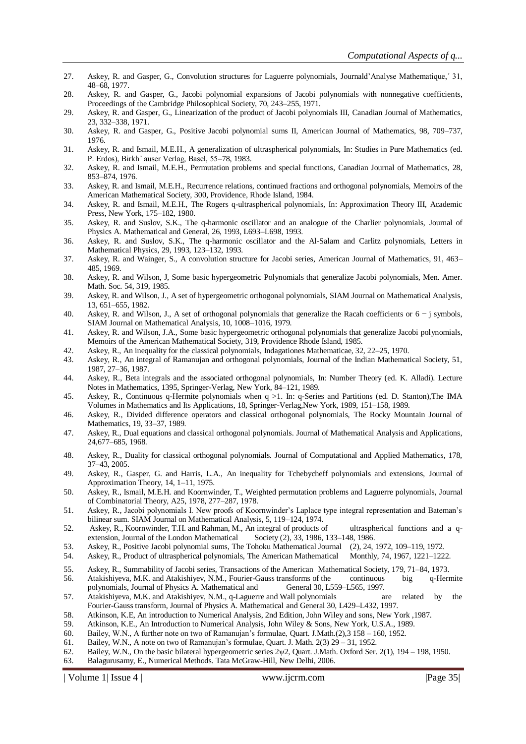27. Askey, R. and Gasper, G., Convolution structures for Laguerre polynomials, Journald'Analyse Mathematique,´ 31, 48–68, 1977.
28. Askey, R. and Gasper, G., Jacobi polynomial expansions of Jacobi polynomials with nonnegative coefficients, Proceedings of the Cambridge Philosophical Society, 70, 243–255, 1971.
29. Askey, R. and Gasper, G., Linearization of the product of Jacobi polynomials III, Canadian Journal of Mathematics, 23, 332–338, 1971.
30. Askey, R. and Gasper, G., Positive Jacobi polynomial sums II, American Journal of Mathematics, 98, 709–737, 1976.
31. Askey, R. and Ismail, M.E.H., A generalization of ultraspherical polynomials, In: Studies in Pure Mathematics (ed. P. Erdos), Birkh˝ auser Verlag, Basel, 55–78, 1983.
32. Askey, R. and Ismail, M.E.H., Permutation problems and special functions, Canadian Journal of Mathematics, 28, 853–874, 1976.
33. Askey, R. and Ismail, M.E.H., Recurrence relations, continued fractions and orthogonal polynomials, Memoirs of the American Mathematical Society, 300, Providence, Rhode Island, 1984.
34. Askey, R. and Ismail, M.E.H., The Rogers q-ultraspherical polynomials, In: Approximation Theory III, Academic Press, New York, 175–182, 1980.
35. Askey, R. and Suslov, S.K., The q-harmonic oscillator and an analogue of the Charlier polynomials, Journal of Physics A. Mathematical and General, 26, 1993, L693–L698, 1993.
36. Askey, R. and Suslov, S.K., The q-harmonic oscillator and the Al-Salam and Carlitz polynomials, Letters in Mathematical Physics, 29, 1993, 123–132, 1993.
37. Askey, R. and Wainger, S., A convolution structure for Jacobi series, American Journal of Mathematics, 91, 463–485, 1969.
38. Askey, R. and Wilson, J, Some basic hypergeometric Polynomials that generalize Jacobi polynomials, Men. Amer. Math. Soc. 54, 319, 1985.
39. Askey, R. and Wilson, J., A set of hypergeometric orthogonal polynomials, SIAM Journal on Mathematical Analysis, 13, 651–655, 1982.
40. Askey, R. and Wilson, J., A set of orthogonal polynomials that generalize the Racah coefficients or 6 − j symbols, SIAM Journal on Mathematical Analysis, 10, 1008–1016, 1979.
41. Askey, R. and Wilson, J.A., Some basic hypergeometric orthogonal polynomials that generalize Jacobi polynomials, Memoirs of the American Mathematical Society, 319, Providence Rhode Island, 1985.
42. Askey, R., An inequality for the classical polynomials, Indagationes Mathematicae, 32, 22–25, 1970.
43. Askey, R., An integral of Ramanujan and orthogonal polynomials, Journal of the Indian Mathematical Society, 51, 1987, 27–36, 1987.
44. Askey, R., Beta integrals and the associated orthogonal polynomials, In: Number Theory (ed. K. Alladi). Lecture Notes in Mathematics, 1395, Springer-Verlag, New York, 84–121, 1989.
45. Askey, R., Continuous q-Hermite polynomials when q >1. In: q-Series and Partitions (ed. D. Stanton),The IMA Volumes in Mathematics and Its Applications, 18, Springer-Verlag,New York, 1989, 151–158, 1989.
46. Askey, R., Divided difference operators and classical orthogonal polynomials, The Rocky Mountain Journal of Mathematics, 19, 33–37, 1989.
47. Askey, R., Dual equations and classical orthogonal polynomials. Journal of Mathematical Analysis and Applications, 24,677–685, 1968.
48. Askey, R., Duality for classical orthogonal polynomials. Journal of Computational and Applied Mathematics, 178, 37–43, 2005.
49. Askey, R., Gasper, G. and Harris, L.A., An inequality for Tchebycheff polynomials and extensions, Journal of Approximation Theory, 14, 1–11, 1975.
50. Askey, R., Ismail, M.E.H. and Koornwinder, T., Weighted permutation problems and Laguerre polynomials, Journal of Combinatorial Theory, A25, 1978, 277–287, 1978.
51. Askey, R., Jacobi polynomials I. New proofs of Koornwinder's Laplace type integral representation and Bateman's bilinear sum. SIAM Journal on Mathematical Analysis, 5, 119–124, 1974.
52. Askey, R., Koornwinder, T.H. and Rahman, M., An integral of products of ultraspherical functions and a q-extension, Journal of the London Mathematical Society (2), 33, 1986, 133–148, 1986.
53. Askey, R., Positive Jacobi polynomial sums, The Tohoku Mathematical Journal (2), 24, 1972, 109–119, 1972.
54. Askey, R., Product of ultraspherical polynomials, The American Mathematical Monthly, 74, 1967, 1221–1222.
55. Askey, R., Summability of Jacobi series, Transactions of the American Mathematical Society, 179, 71–84, 1973.
56. Atakishiyeva, M.K. and Atakishiyev, N.M., Fourier-Gauss transforms of the continuous big q-Hermite polynomials, Journal of Physics A. Mathematical and General 30, L559–L565, 1997.
57. Atakishiyeva, M.K. and Atakishiyev, N.M., q-Laguerre and Wall polynomials are related by the Fourier-Gauss transform, Journal of Physics A. Mathematical and General 30, L429–L432, 1997.
58. Atkinson, K.E, An introduction to Numerical Analysis, 2nd Edition, John Wiley and sons, New York ,1987.
59. Atkinson, K.E., An Introduction to Numerical Analysis, John Wiley & Sons, New York, U.S.A., 1989.
60. Bailey, W.N., A further note on two of Ramanujan's formulae, Quart. J.Math.(2),3 158 – 160, 1952.
61. Bailey, W.N., A note on two of Ramanujan's formulae, Quart. J. Math. 2(3) 29 – 31, 1952.
62. Bailey, W.N., On the basic bilateral hypergeometric series 2ψ2, Quart. J.Math. Oxford Ser. 2(1), 194 – 198, 1950.
63. Balagurusamy, E., Numerical Methods. Tata McGraw-Hill, New Delhi, 2006.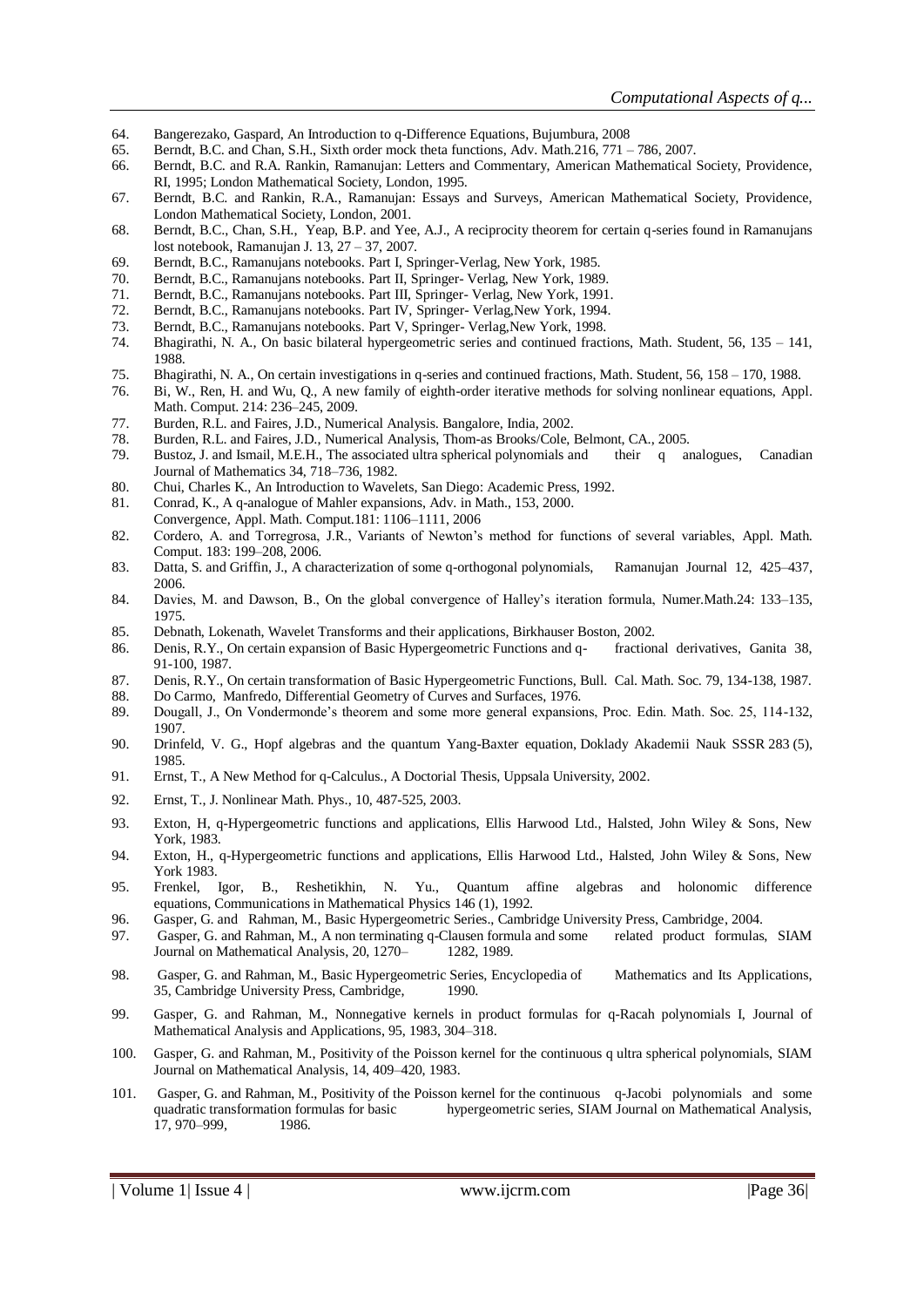64. Bangerezako, Gaspard, An Introduction to q-Difference Equations, Bujumbura, 2008
65. Berndt, B.C. and Chan, S.H., Sixth order mock theta functions, Adv. Math.216, 771 – 786, 2007.
66. Berndt, B.C. and R.A. Rankin, Ramanujan: Letters and Commentary, American Mathematical Society, Providence, RI, 1995; London Mathematical Society, London, 1995.
67. Berndt, B.C. and Rankin, R.A., Ramanujan: Essays and Surveys, American Mathematical Society, Providence, London Mathematical Society, London, 2001.
68. Berndt, B.C., Chan, S.H., Yeap, B.P. and Yee, A.J., A reciprocity theorem for certain q-series found in Ramanujans lost notebook, Ramanujan J. 13, 27 – 37, 2007.
69. Berndt, B.C., Ramanujans notebooks. Part I, Springer-Verlag, New York, 1985.
70. Berndt, B.C., Ramanujans notebooks. Part II, Springer- Verlag, New York, 1989.
71. Berndt, B.C., Ramanujans notebooks. Part III, Springer- Verlag, New York, 1991.
72. Berndt, B.C., Ramanujans notebooks. Part IV, Springer- Verlag,New York, 1994.
73. Berndt, B.C., Ramanujans notebooks. Part V, Springer- Verlag,New York, 1998.
74. Bhagirathi, N. A., On basic bilateral hypergeometric series and continued fractions, Math. Student, 56, 135 – 141, 1988.
75. Bhagirathi, N. A., On certain investigations in q-series and continued fractions, Math. Student, 56, 158 – 170, 1988.
76. Bi, W., Ren, H. and Wu, Q., A new family of eighth-order iterative methods for solving nonlinear equations, Appl. Math. Comput. 214: 236–245, 2009.
77. Burden, R.L. and Faires, J.D., Numerical Analysis. Bangalore, India, 2002.
78. Burden, R.L. and Faires, J.D., Numerical Analysis, Thom-as Brooks/Cole, Belmont, CA., 2005.
79. Bustoz, J. and Ismail, M.E.H., The associated ultra spherical polynomials and their q analogues, Canadian Journal of Mathematics 34, 718–736, 1982.
80. Chui, Charles K., An Introduction to Wavelets, San Diego: Academic Press, 1992.
81. Conrad, K., A q-analogue of Mahler expansions, Adv. in Math., 153, 2000.
    Convergence, Appl. Math. Comput.181: 1106–1111, 2006
82. Cordero, A. and Torregrosa, J.R., Variants of Newton's method for functions of several variables, Appl. Math. Comput. 183: 199–208, 2006.
83. Datta, S. and Griffin, J., A characterization of some q-orthogonal polynomials, Ramanujan Journal 12, 425–437, 2006.
84. Davies, M. and Dawson, B., On the global convergence of Halley's iteration formula, Numer.Math.24: 133–135, 1975.
85. Debnath, Lokenath, Wavelet Transforms and their applications, Birkhauser Boston, 2002.
86. Denis, R.Y., On certain expansion of Basic Hypergeometric Functions and q- fractional derivatives, Ganita 38, 91-100, 1987.
87. Denis, R.Y., On certain transformation of Basic Hypergeometric Functions, Bull. Cal. Math. Soc. 79, 134-138, 1987.
88. Do Carmo, Manfredo, Differential Geometry of Curves and Surfaces, 1976.
89. Dougall, J., On Vondermonde's theorem and some more general expansions, Proc. Edin. Math. Soc. 25, 114-132, 1907.
90. Drinfeld, V. G., Hopf algebras and the quantum Yang-Baxter equation, Doklady Akademii Nauk SSSR 283 (5), 1985.
91. Ernst, T., A New Method for q-Calculus., A Doctorial Thesis, Uppsala University, 2002.
92. Ernst, T., J. Nonlinear Math. Phys., 10, 487-525, 2003.
93. Exton, H, q-Hypergeometric functions and applications, Ellis Harwood Ltd., Halsted, John Wiley & Sons, New York, 1983.
94. Exton, H., q-Hypergeometric functions and applications, Ellis Harwood Ltd., Halsted, John Wiley & Sons, New York 1983.
95. Frenkel, Igor, B., Reshetikhin, N. Yu., Quantum affine algebras and holonomic difference equations, Communications in Mathematical Physics 146 (1), 1992.
96. Gasper, G. and Rahman, M., Basic Hypergeometric Series., Cambridge University Press, Cambridge, 2004.
97. Gasper, G. and Rahman, M., A non terminating q-Clausen formula and some related product formulas, SIAM Journal on Mathematical Analysis, 20, 1270– 1282, 1989.
98. Gasper, G. and Rahman, M., Basic Hypergeometric Series, Encyclopedia of Mathematics and Its Applications, 35, Cambridge University Press, Cambridge, 1990.
99. Gasper, G. and Rahman, M., Nonnegative kernels in product formulas for q-Racah polynomials I, Journal of Mathematical Analysis and Applications, 95, 1983, 304–318.
100. Gasper, G. and Rahman, M., Positivity of the Poisson kernel for the continuous q ultra spherical polynomials, SIAM Journal on Mathematical Analysis, 14, 409–420, 1983.
101. Gasper, G. and Rahman, M., Positivity of the Poisson kernel for the continuous q-Jacobi polynomials and some quadratic transformation formulas for basic hypergeometric series, SIAM Journal on Mathematical Analysis, 17, 970–999, 1986.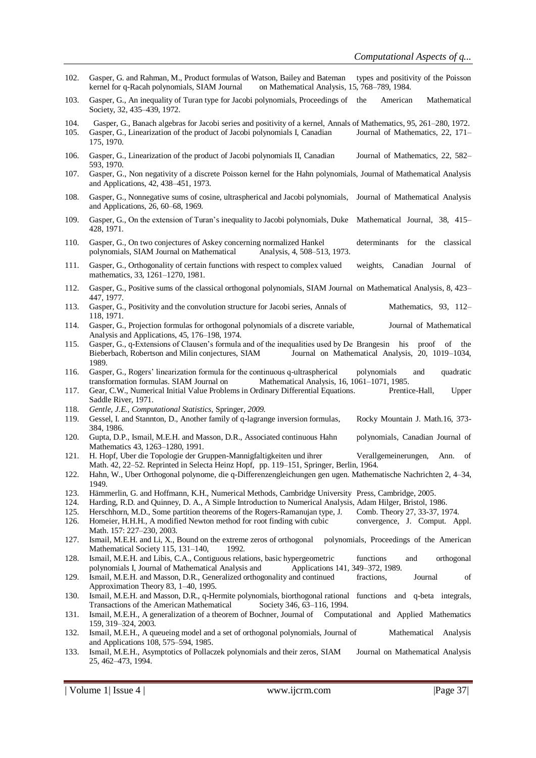102. Gasper, G. and Rahman, M., Product formulas of Watson, Bailey and Bateman types and positivity of the Poisson kernel for q-Racah polynomials, SIAM Journal on Mathematical Analysis, 15, 768–789, 1984.

103. Gasper, G., An inequality of Turan type for Jacobi polynomials, Proceedings of the American Mathematical Society, 32, 435–439, 1972.

104. Gasper, G., Banach algebras for Jacobi series and positivity of a kernel, Annals of Mathematics, 95, 261–280, 1972.

105. Gasper, G., Linearization of the product of Jacobi polynomials I, Canadian Journal of Mathematics, 22, 171–175, 1970.

106. Gasper, G., Linearization of the product of Jacobi polynomials II, Canadian Journal of Mathematics, 22, 582–593, 1970.

107. Gasper, G., Non negativity of a discrete Poisson kernel for the Hahn polynomials, Journal of Mathematical Analysis and Applications, 42, 438–451, 1973.

108. Gasper, G., Nonnegative sums of cosine, ultraspherical and Jacobi polynomials, Journal of Mathematical Analysis and Applications, 26, 60–68, 1969.

109. Gasper, G., On the extension of Turan's inequality to Jacobi polynomials, Duke Mathematical Journal, 38, 415–428, 1971.

110. Gasper, G., On two conjectures of Askey concerning normalized Hankel determinants for the classical polynomials, SIAM Journal on Mathematical Analysis, 4, 508–513, 1973.

111. Gasper, G., Orthogonality of certain functions with respect to complex valued weights, Canadian Journal of mathematics, 33, 1261–1270, 1981.

112. Gasper, G., Positive sums of the classical orthogonal polynomials, SIAM Journal on Mathematical Analysis, 8, 423–447, 1977.

113. Gasper, G., Positivity and the convolution structure for Jacobi series, Annals of Mathematics, 93, 112–118, 1971.

114. Gasper, G., Projection formulas for orthogonal polynomials of a discrete variable, Journal of Mathematical Analysis and Applications, 45, 176–198, 1974.

115. Gasper, G., q-Extensions of Clausen's formula and of the inequalities used by De Brangesin his proof of the Bieberbach, Robertson and Milin conjectures, SIAM Journal on Mathematical Analysis, 20, 1019–1034, 1989.

116. Gasper, G., Rogers' linearization formula for the continuous q-ultraspherical polynomials and quadratic transformation formulas. SIAM Journal on Mathematical Analysis, 16, 1061–1071, 1985.

117. Gear, C.W., Numerical Initial Value Problems in Ordinary Differential Equations. Prentice-Hall, Upper Saddle River, 1971.

118. *Gentle, J.E., Computational Statistics, Springer, 2009.*

119. Gessel, I. and Stannton, D., Another family of q-lagrange inversion formulas, Rocky Mountain J. Math.16, 373-384, 1986.

120. Gupta, D.P., Ismail, M.E.H. and Masson, D.R., Associated continuous Hahn polynomials, Canadian Journal of Mathematics 43, 1263–1280, 1991.

121. H. Hopf, Uber die Topologie der Gruppen-Mannigfaltigkeiten und ihrer Verallgemeinerungen, Ann. of Math. 42, 22–52. Reprinted in Selecta Heinz Hopf, pp. 119–151, Springer, Berlin, 1964.

122. Hahn, W., Uber Orthogonal polynome, die q-Differenzengleichungen gen ugen. Mathematische Nachrichten 2, 4–34, 1949.

123. Hämmerlin, G. and Hoffmann, K.H., Numerical Methods, Cambridge University Press, Cambridge, 2005.

124. Harding, R.D. and Quinney, D. A., A Simple Introduction to Numerical Analysis, Adam Hilger, Bristol, 1986.

125. Herschhorn, M.D., Some partition theorems of the Rogers-Ramanujan type, J. Comb. Theory 27, 33-37, 1974.

126. Homeier, H.H.H., A modified Newton method for root finding with cubic convergence, J. Comput. Appl. Math. 157: 227–230, 2003.

127. Ismail, M.E.H. and Li, X., Bound on the extreme zeros of orthogonal polynomials, Proceedings of the American Mathematical Society 115, 131–140, 1992.

128. Ismail, M.E.H. and Libis, C.A., Contiguous relations, basic hypergeometric functions and orthogonal polynomials I, Journal of Mathematical Analysis and Applications 141, 349–372, 1989.

129. Ismail, M.E.H. and Masson, D.R., Generalized orthogonality and continued fractions, Journal of Approximation Theory 83, 1–40, 1995.

130. Ismail, M.E.H. and Masson, D.R., q-Hermite polynomials, biorthogonal rational functions and q-beta integrals, Transactions of the American Mathematical Society 346, 63–116, 1994.

131. Ismail, M.E.H., A generalization of a theorem of Bochner, Journal of Computational and Applied Mathematics 159, 319–324, 2003.

132. Ismail, M.E.H., A queueing model and a set of orthogonal polynomials, Journal of Mathematical Analysis and Applications 108, 575–594, 1985.

133. Ismail, M.E.H., Asymptotics of Pollaczek polynomials and their zeros, SIAM Journal on Mathematical Analysis 25, 462–473, 1994.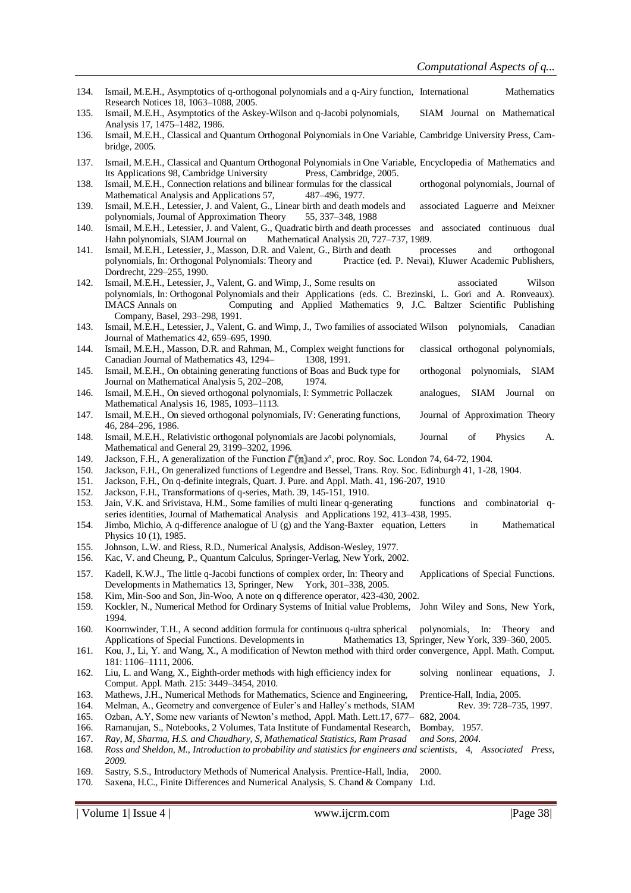134. Ismail, M.E.H., Asymptotics of q-orthogonal polynomials and a q-Airy function, International Mathematics Research Notices 18, 1063–1088, 2005.
135. Ismail, M.E.H., Asymptotics of the Askey-Wilson and q-Jacobi polynomials, SIAM Journal on Mathematical Analysis 17, 1475–1482, 1986.
136. Ismail, M.E.H., Classical and Quantum Orthogonal Polynomials in One Variable, Cambridge University Press, Cambridge, 2005.
137. Ismail, M.E.H., Classical and Quantum Orthogonal Polynomials in One Variable, Encyclopedia of Mathematics and Its Applications 98, Cambridge University Press, Cambridge, 2005.
138. Ismail, M.E.H., Connection relations and bilinear formulas for the classical orthogonal polynomials, Journal of Mathematical Analysis and Applications 57, 487–496, 1977.
139. Ismail, M.E.H., Letessier, J. and Valent, G., Linear birth and death models and associated Laguerre and Meixner polynomials, Journal of Approximation Theory 55, 337–348, 1988
140. Ismail, M.E.H., Letessier, J. and Valent, G., Quadratic birth and death processes and associated continuous dual Hahn polynomials, SIAM Journal on Mathematical Analysis 20, 727–737, 1989.
141. Ismail, M.E.H., Letessier, J., Masson, D.R. and Valent, G., Birth and death processes and orthogonal polynomials, In: Orthogonal Polynomials: Theory and Practice (ed. P. Nevai), Kluwer Academic Publishers, Dordrecht, 229–255, 1990.
142. Ismail, M.E.H., Letessier, J., Valent, G. and Wimp, J., Some results on associated Wilson polynomials, In: Orthogonal Polynomials and their Applications (eds. C. Brezinski, L. Gori and A. Ronveaux). IMACS Annals on Computing and Applied Mathematics 9, J.C. Baltzer Scientific Publishing Company, Basel, 293–298, 1991.
143. Ismail, M.E.H., Letessier, J., Valent, G. and Wimp, J., Two families of associated Wilson polynomials, Canadian Journal of Mathematics 42, 659–695, 1990.
144. Ismail, M.E.H., Masson, D.R. and Rahman, M., Complex weight functions for classical orthogonal polynomials, Canadian Journal of Mathematics 43, 1294–1308, 1991.
145. Ismail, M.E.H., On obtaining generating functions of Boas and Buck type for orthogonal polynomials, SIAM Journal on Mathematical Analysis 5, 202–208, 1974.
146. Ismail, M.E.H., On sieved orthogonal polynomials, I: Symmetric Pollaczek analogues, SIAM Journal on Mathematical Analysis 16, 1985, 1093–1113.
147. Ismail, M.E.H., On sieved orthogonal polynomials, IV: Generating functions, Journal of Approximation Theory 46, 284–296, 1986.
148. Ismail, M.E.H., Relativistic orthogonal polynomials are Jacobi polynomials, Journal of Physics A. Mathematical and General 29, 3199–3202, 1996.
149. Jackson, F.H., A generalization of the Function $\Gamma(n)$ and $x^n$, proc. Roy. Soc. London 74, 64-72, 1904.
150. Jackson, F.H., On generalized functions of Legendre and Bessel, Trans. Roy. Soc. Edinburgh 41, 1-28, 1904.
151. Jackson, F.H., On q-definite integrals, Quart. J. Pure. and Appl. Math. 41, 196-207, 1910
152. Jackson, F.H., Transformations of q-series, Math. 39, 145-151, 1910.
153. Jain, V.K. and Srivistava, H.M., Some families of multi linear q-generating functions and combinatorial q-series identities, Journal of Mathematical Analysis and Applications 192, 413–438, 1995.
154. Jimbo, Michio, A q-difference analogue of U (g) and the Yang-Baxter equation, Letters in Mathematical Physics 10 (1), 1985.
155. Johnson, L.W. and Riess, R.D., Numerical Analysis, Addison-Wesley, 1977.
156. Kac, V. and Cheung, P., Quantum Calculus, Springer-Verlag, New York, 2002.
157. Kadell, K.W.J., The little q-Jacobi functions of complex order, In: Theory and Applications of Special Functions. Developments in Mathematics 13, Springer, New York, 301–338, 2005.
158. Kim, Min-Soo and Son, Jin-Woo, A note on q difference operator, 423-430, 2002.
159. Kockler, N., Numerical Method for Ordinary Systems of Initial value Problems, John Wiley and Sons, New York, 1994.
160. Koornwinder, T.H., A second addition formula for continuous q-ultra spherical polynomials, In: Theory and Applications of Special Functions. Developments in Mathematics 13, Springer, New York, 339–360, 2005.
161. Kou, J., Li, Y. and Wang, X., A modification of Newton method with third order convergence, Appl. Math. Comput. 181: 1106–1111, 2006.
162. Liu, L. and Wang, X., Eighth-order methods with high efficiency index for solving nonlinear equations, J. Comput. Appl. Math. 215: 3449–3454, 2010.
163. Mathews, J.H., Numerical Methods for Mathematics, Science and Engineering, Prentice-Hall, India, 2005.
164. Melman, A., Geometry and convergence of Euler's and Halley's methods, SIAM Rev. 39: 728–735, 1997.
165. Ozban, A.Y, Some new variants of Newton's method, Appl. Math. Lett.17, 677–682, 2004.
166. Ramanujan, S., Notebooks, 2 Volumes, Tata Institute of Fundamental Research, Bombay, 1957.
167. *Ray, M, Sharma, H.S. and Chaudhary, S, Mathematical Statistics, Ram Prasad and Sons, 2004.*
168. *Ross and Sheldon, M., Introduction to probability and statistics for engineers and scientists*, 4, *Associated Press, 2009.*
169. Sastry, S.S., Introductory Methods of Numerical Analysis. Prentice-Hall, India, 2000.
170. Saxena, H.C., Finite Differences and Numerical Analysis, S. Chand & Company Ltd.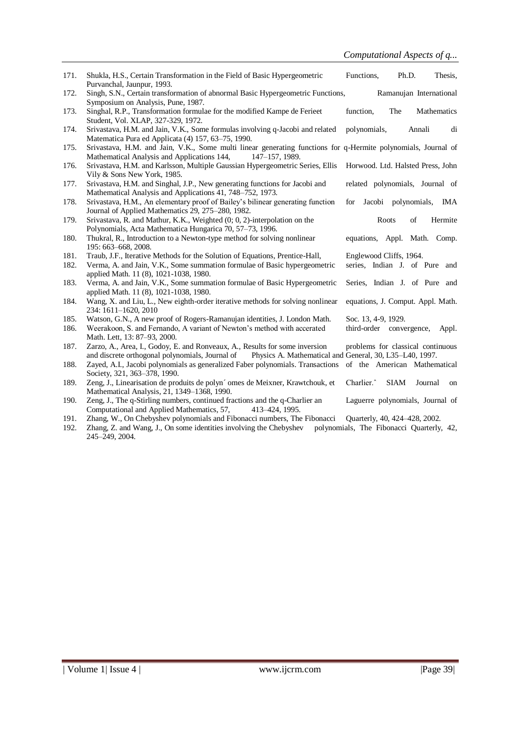171. Shukla, H.S., Certain Transformation in the Field of Basic Hypergeometric Functions, Ph.D. Thesis, Purvanchal, Jaunpur, 1993.
172. Singh, S.N., Certain transformation of abnormal Basic Hypergeometric Functions, Ramanujan International Symposium on Analysis, Pune, 1987.
173. Singhal, R.P., Transformation formulae for the modified Kampe de Ferieet function, The Mathematics Student, Vol. XLAP, 327-329, 1972.
174. Srivastava, H.M. and Jain, V.K., Some formulas involving q-Jacobi and related polynomials, Annali di Matematica Pura ed Applicata (4) 157, 63–75, 1990.
175. Srivastava, H.M. and Jain, V.K., Some multi linear generating functions for q-Hermite polynomials, Journal of Mathematical Analysis and Applications 144, 147–157, 1989.
176. Srivastava, H.M. and Karlsson, Multiple Gaussian Hypergeometric Series, Ellis Horwood. Ltd. Halsted Press, John Vily & Sons New York, 1985.
177. Srivastava, H.M. and Singhal, J.P., New generating functions for Jacobi and related polynomials, Journal of Mathematical Analysis and Applications 41, 748–752, 1973.
178. Srivastava, H.M., An elementary proof of Bailey's bilinear generating function for Jacobi polynomials, IMA Journal of Applied Mathematics 29, 275–280, 1982.
179. Srivastava, R. and Mathur, K.K., Weighted (0; 0, 2)-interpolation on the Roots of Hermite Polynomials, Acta Mathematica Hungarica 70, 57–73, 1996.
180. Thukral, R., Introduction to a Newton-type method for solving nonlinear equations, Appl. Math. Comp. 195: 663–668, 2008.
181. Traub, J.F., Iterative Methods for the Solution of Equations, Prentice-Hall, Englewood Cliffs, 1964.
182. Verma, A. and Jain, V.K., Some summation formulae of Basic hypergeometric series, Indian J. of Pure and applied Math. 11 (8), 1021-1038, 1980.
183. Verma, A. and Jain, V.K., Some summation formulae of Basic Hypergeometric Series, Indian J. of Pure and applied Math. 11 (8), 1021-1038, 1980.
184. Wang, X. and Liu, L., New eighth-order iterative methods for solving nonlinear equations, J. Comput. Appl. Math. 234: 1611–1620, 2010
185. Watson, G.N., A new proof of Rogers-Ramanujan identities, J. London Math. Soc. 13, 4-9, 1929.
186. Weerakoon, S. and Fernando, A variant of Newton's method with accerated third-order convergence, Appl. Math. Lett, 13: 87–93, 2000.
187. Zarzo, A., Area, I., Godoy, E. and Ronveaux, A., Results for some inversion problems for classical continuous and discrete orthogonal polynomials, Journal of Physics A. Mathematical and General, 30, L35–L40, 1997.
188. Zayed, A.I., Jacobi polynomials as generalized Faber polynomials. Transactions of the American Mathematical Society, 321, 363–378, 1990.
189. Zeng, J., Linearisation de produits de polyn´ omes de Meixner, Krawtchouk, et Charlier.ˆ SIAM Journal on Mathematical Analysis, 21, 1349–1368, 1990.
190. Zeng, J., The q-Stirling numbers, continued fractions and the q-Charlier an Laguerre polynomials, Journal of Computational and Applied Mathematics, 57, 413–424, 1995.
191. Zhang, W., On Chebyshev polynomials and Fibonacci numbers, The Fibonacci Quarterly, 40, 424–428, 2002.
192. Zhang, Z. and Wang, J., On some identities involving the Chebyshev polynomials, The Fibonacci Quarterly, 42, 245–249, 2004.